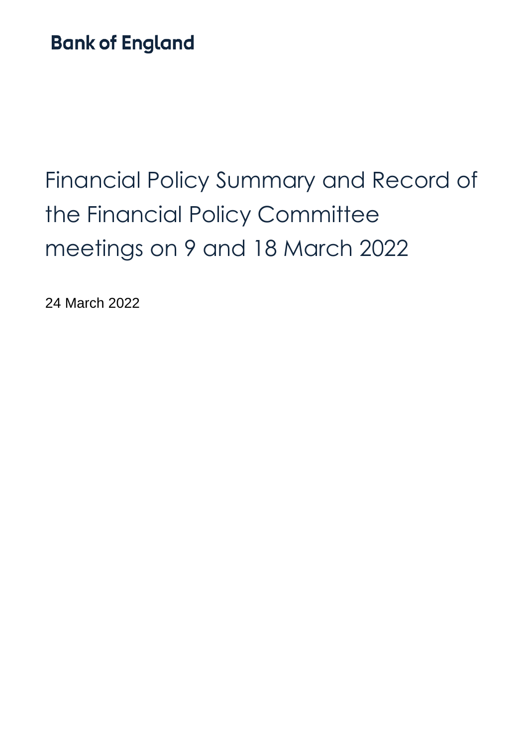Bank of England

# Financial Policy Summary and Record of the Financial Policy Committee meetings on 9 and 18 March 2022

24 March 2022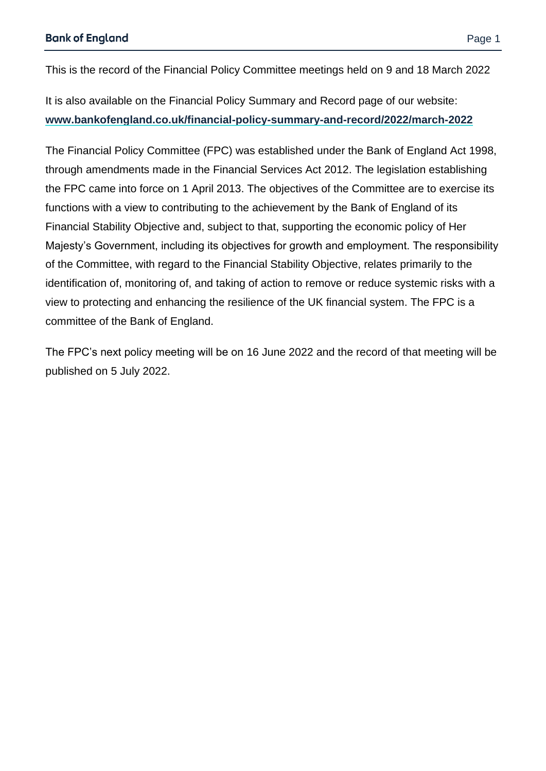This is the record of the Financial Policy Committee meetings held on 9 and 18 March 2022

It is also available on the Financial Policy Summary and Record page of our website: **www.bankofengland.co.uk/financial-policy-summary-and-record/2022/march-2022**

The Financial Policy Committee (FPC) was established under the Bank of England Act 1998, through amendments made in the Financial Services Act 2012. The legislation establishing the FPC came into force on 1 April 2013. The objectives of the Committee are to exercise its functions with a view to contributing to the achievement by the Bank of England of its Financial Stability Objective and, subject to that, supporting the economic policy of Her Majesty's Government, including its objectives for growth and employment. The responsibility of the Committee, with regard to the Financial Stability Objective, relates primarily to the identification of, monitoring of, and taking of action to remove or reduce systemic risks with a view to protecting and enhancing the resilience of the UK financial system. The FPC is a committee of the Bank of England.

The FPC's next policy meeting will be on 16 June 2022 and the record of that meeting will be published on 5 July 2022.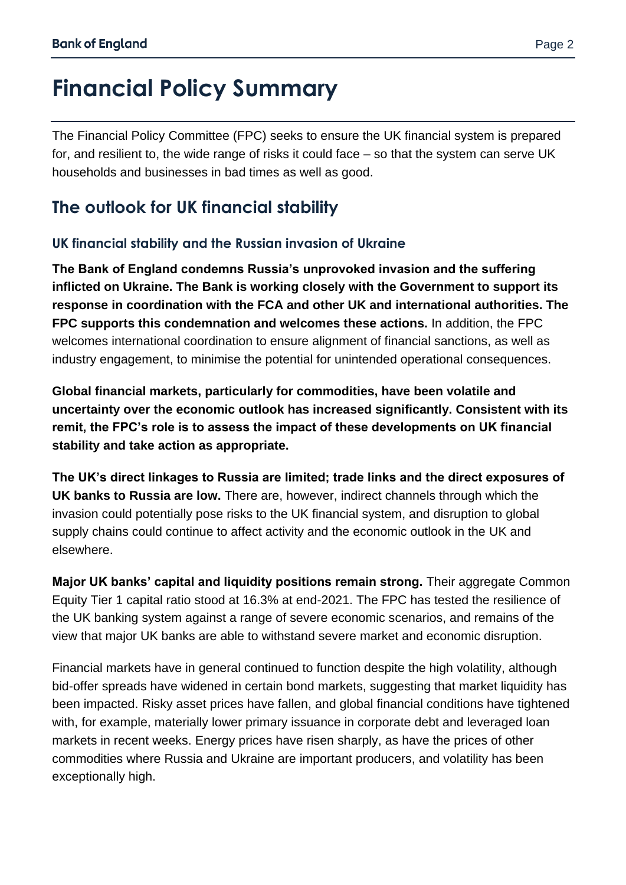# Financial Policy Summary

The Financial Policy Committee (FPC) seeks to ensure the UK financial system is prepared for, and resilient to, the wide range of risks it could face – so that the system can serve UK households and businesses in bad times as well as good.

## The outlook for UK financial stability

### UK financial stability and the Russian invasion of Ukraine

**The Bank of England condemns Russia's unprovoked invasion and the suffering inflicted on Ukraine. The Bank is working closely with the Government to support its response in coordination with the FCA and other UK and international authorities. The FPC supports this condemnation and welcomes these actions.** In addition, the FPC welcomes international coordination to ensure alignment of financial sanctions, as well as industry engagement, to minimise the potential for unintended operational consequences.

**Global financial markets, particularly for commodities, have been volatile and uncertainty over the economic outlook has increased significantly. Consistent with its remit, the FPC's role is to assess the impact of these developments on UK financial stability and take action as appropriate.**

**The UK's direct linkages to Russia are limited; trade links and the direct exposures of UK banks to Russia are low.** There are, however, indirect channels through which the invasion could potentially pose risks to the UK financial system, and disruption to global supply chains could continue to affect activity and the economic outlook in the UK and elsewhere.

**Major UK banks' capital and liquidity positions remain strong.** Their aggregate Common Equity Tier 1 capital ratio stood at 16.3% at end-2021. The FPC has tested the resilience of the UK banking system against a range of severe economic scenarios, and remains of the view that major UK banks are able to withstand severe market and economic disruption.

Financial markets have in general continued to function despite the high volatility, although bid-offer spreads have widened in certain bond markets, suggesting that market liquidity has been impacted. Risky asset prices have fallen, and global financial conditions have tightened with, for example, materially lower primary issuance in corporate debt and leveraged loan markets in recent weeks. Energy prices have risen sharply, as have the prices of other commodities where Russia and Ukraine are important producers, and volatility has been exceptionally high.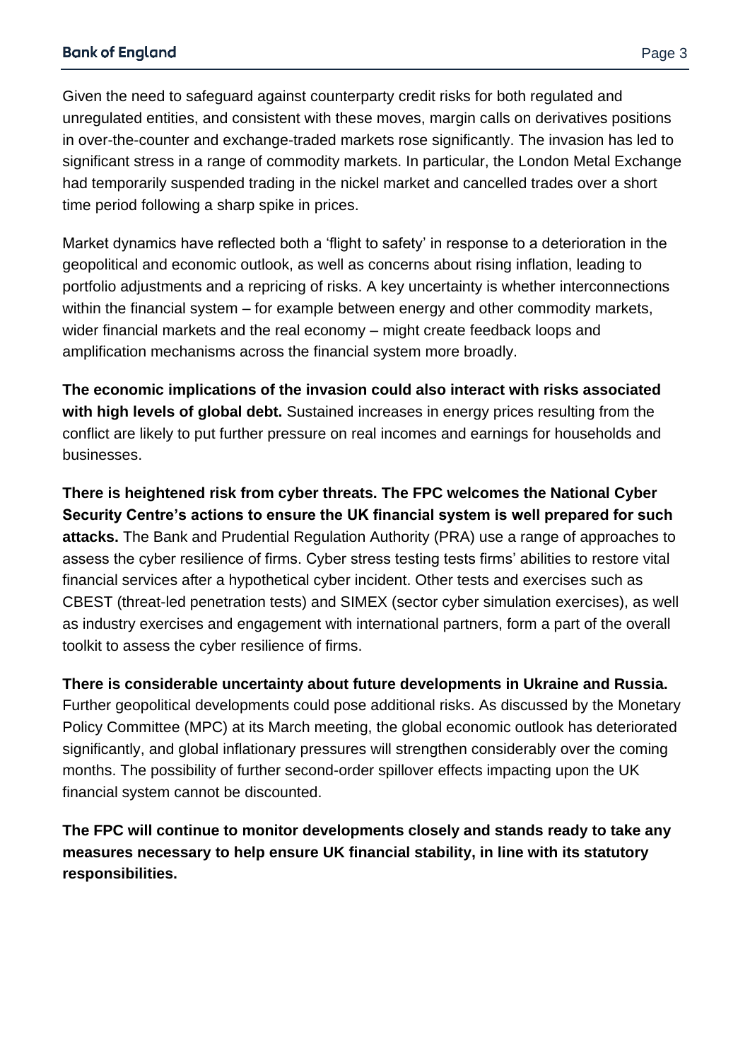Given the need to safeguard against counterparty credit risks for both regulated and unregulated entities, and consistent with these moves, margin calls on derivatives positions in over-the-counter and exchange-traded markets rose significantly. The invasion has led to significant stress in a range of commodity markets. In particular, the London Metal Exchange had temporarily suspended trading in the nickel market and cancelled trades over a short time period following a sharp spike in prices.

Market dynamics have reflected both a 'flight to safety' in response to a deterioration in the geopolitical and economic outlook, as well as concerns about rising inflation, leading to portfolio adjustments and a repricing of risks. A key uncertainty is whether interconnections within the financial system – for example between energy and other commodity markets, wider financial markets and the real economy – might create feedback loops and amplification mechanisms across the financial system more broadly.

**The economic implications of the invasion could also interact with risks associated with high levels of global debt.** Sustained increases in energy prices resulting from the conflict are likely to put further pressure on real incomes and earnings for households and businesses.

**There is heightened risk from cyber threats. The FPC welcomes the National Cyber Security Centre's actions to ensure the UK financial system is well prepared for such attacks.** The Bank and Prudential Regulation Authority (PRA) use a range of approaches to assess the cyber resilience of firms. Cyber stress testing tests firms' abilities to restore vital financial services after a hypothetical cyber incident. Other tests and exercises such as CBEST (threat-led penetration tests) and SIMEX (sector cyber simulation exercises), as well as industry exercises and engagement with international partners, form a part of the overall toolkit to assess the cyber resilience of firms.

**There is considerable uncertainty about future developments in Ukraine and Russia.** Further geopolitical developments could pose additional risks. As discussed by the Monetary Policy Committee (MPC) at its March meeting, the global economic outlook has deteriorated significantly, and global inflationary pressures will strengthen considerably over the coming months. The possibility of further second-order spillover effects impacting upon the UK financial system cannot be discounted.

**The FPC will continue to monitor developments closely and stands ready to take any measures necessary to help ensure UK financial stability, in line with its statutory responsibilities.**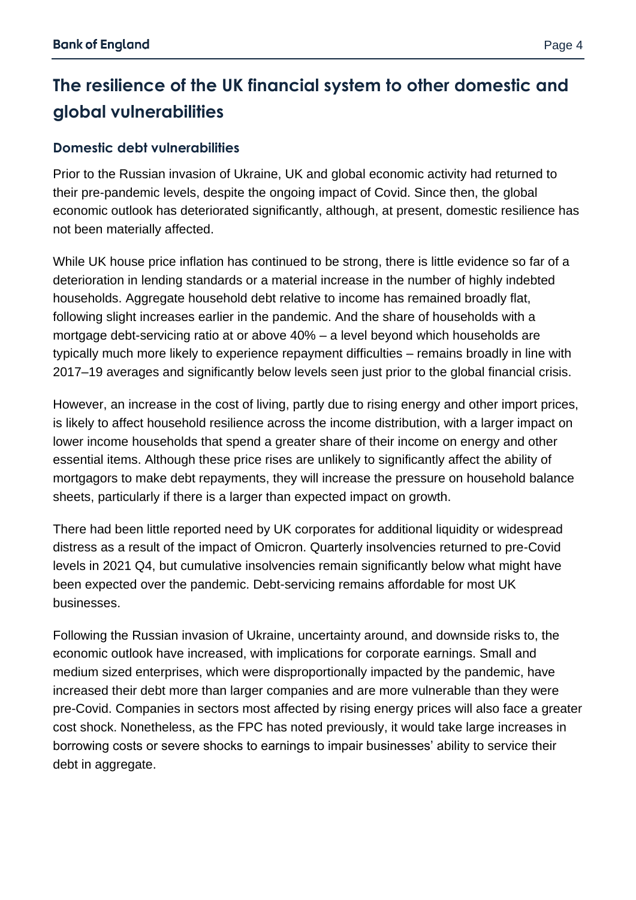## The resilience of the UK financial system to other domestic and global vulnerabilities

### Domestic debt vulnerabilities

Prior to the Russian invasion of Ukraine, UK and global economic activity had returned to their pre-pandemic levels, despite the ongoing impact of Covid. Since then, the global economic outlook has deteriorated significantly, although, at present, domestic resilience has not been materially affected.

While UK house price inflation has continued to be strong, there is little evidence so far of a deterioration in lending standards or a material increase in the number of highly indebted households. Aggregate household debt relative to income has remained broadly flat, following slight increases earlier in the pandemic. And the share of households with a mortgage debt-servicing ratio at or above 40% – a level beyond which households are typically much more likely to experience repayment difficulties – remains broadly in line with 2017–19 averages and significantly below levels seen just prior to the global financial crisis.

However, an increase in the cost of living, partly due to rising energy and other import prices, is likely to affect household resilience across the income distribution, with a larger impact on lower income households that spend a greater share of their income on energy and other essential items. Although these price rises are unlikely to significantly affect the ability of mortgagors to make debt repayments, they will increase the pressure on household balance sheets, particularly if there is a larger than expected impact on growth.

There had been little reported need by UK corporates for additional liquidity or widespread distress as a result of the impact of Omicron. Quarterly insolvencies returned to pre-Covid levels in 2021 Q4, but cumulative insolvencies remain significantly below what might have been expected over the pandemic. Debt-servicing remains affordable for most UK businesses.

Following the Russian invasion of Ukraine, uncertainty around, and downside risks to, the economic outlook have increased, with implications for corporate earnings. Small and medium sized enterprises, which were disproportionally impacted by the pandemic, have increased their debt more than larger companies and are more vulnerable than they were pre-Covid. Companies in sectors most affected by rising energy prices will also face a greater cost shock. Nonetheless, as the FPC has noted previously, it would take large increases in borrowing costs or severe shocks to earnings to impair businesses' ability to service their debt in aggregate.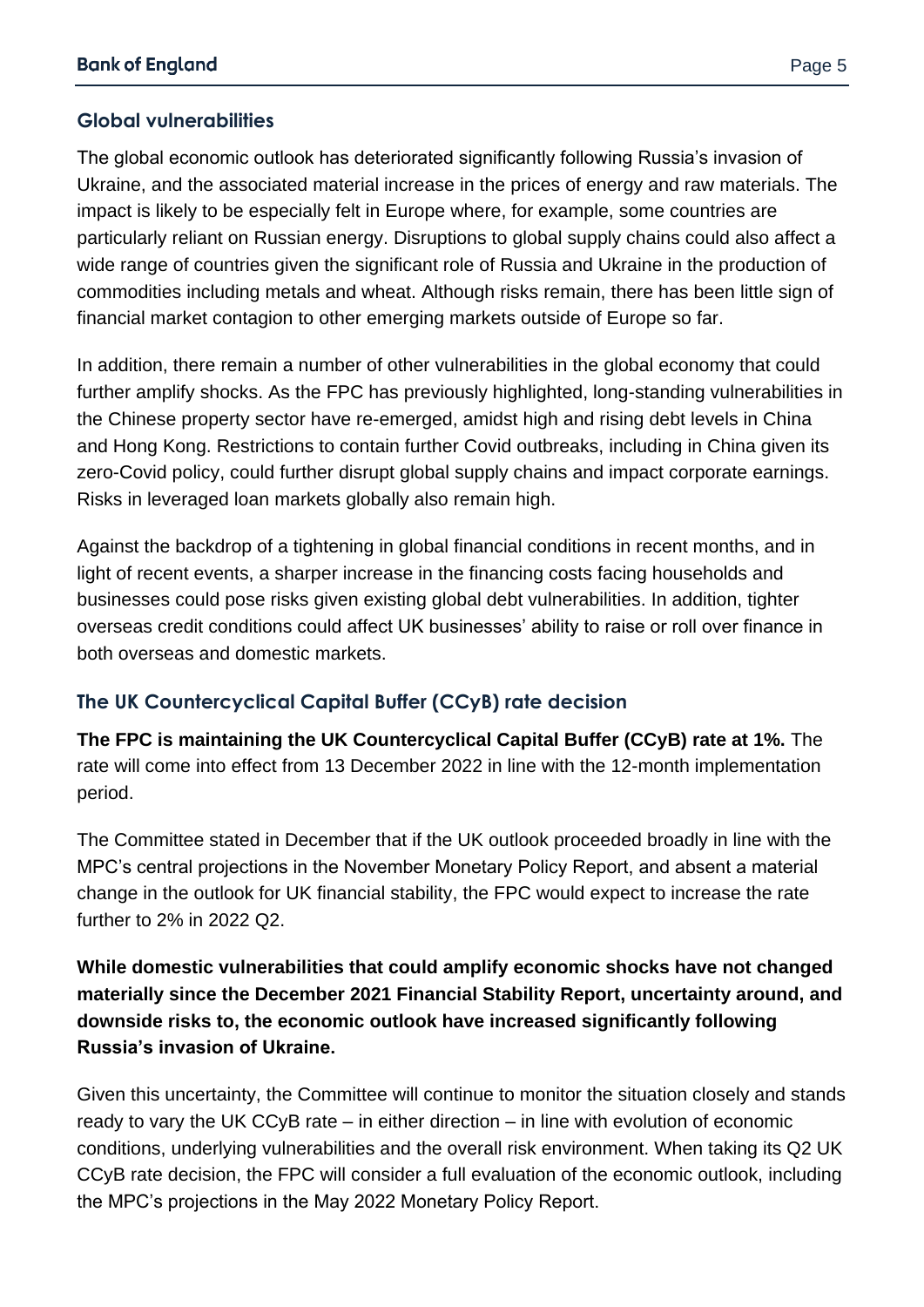## Global vulnerabilities

The global economic outlook has deteriorated significantly following Russia's invasion of Ukraine, and the associated material increase in the prices of energy and raw materials. The impact is likely to be especially felt in Europe where, for example, some countries are particularly reliant on Russian energy. Disruptions to global supply chains could also affect a wide range of countries given the significant role of Russia and Ukraine in the production of commodities including metals and wheat. Although risks remain, there has been little sign of financial market contagion to other emerging markets outside of Europe so far.

In addition, there remain a number of other vulnerabilities in the global economy that could further amplify shocks. As the FPC has previously highlighted, long-standing vulnerabilities in the Chinese property sector have re-emerged, amidst high and rising debt levels in China and Hong Kong. Restrictions to contain further Covid outbreaks, including in China given its zero-Covid policy, could further disrupt global supply chains and impact corporate earnings. Risks in leveraged loan markets globally also remain high.

Against the backdrop of a tightening in global financial conditions in recent months, and in light of recent events, a sharper increase in the financing costs facing households and businesses could pose risks given existing global debt vulnerabilities. In addition, tighter overseas credit conditions could affect UK businesses' ability to raise or roll over finance in both overseas and domestic markets.

## The UK Countercyclical Capital Buffer (CCyB) rate decision

**The FPC is maintaining the UK Countercyclical Capital Buffer (CCyB) rate at 1%.** The rate will come into effect from 13 December 2022 in line with the 12-month implementation period.

The Committee stated in December that if the UK outlook proceeded broadly in line with the MPC's central projections in the November Monetary Policy Report, and absent a material change in the outlook for UK financial stability, the FPC would expect to increase the rate further to 2% in 2022 Q2.

**While domestic vulnerabilities that could amplify economic shocks have not changed materially since the December 2021 Financial Stability Report, uncertainty around, and downside risks to, the economic outlook have increased significantly following Russia's invasion of Ukraine.**

Given this uncertainty, the Committee will continue to monitor the situation closely and stands ready to vary the UK CCyB rate – in either direction – in line with evolution of economic conditions, underlying vulnerabilities and the overall risk environment. When taking its Q2 UK CCyB rate decision, the FPC will consider a full evaluation of the economic outlook, including the MPC's projections in the May 2022 Monetary Policy Report.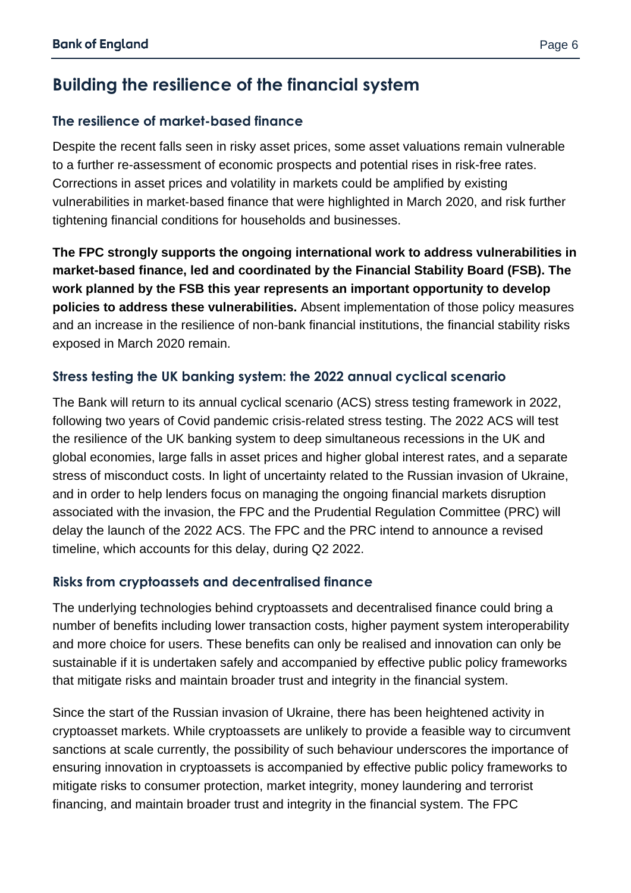## Building the resilience of the financial system

### The resilience of market-based finance

Despite the recent falls seen in risky asset prices, some asset valuations remain vulnerable to a further re-assessment of economic prospects and potential rises in risk-free rates. Corrections in asset prices and volatility in markets could be amplified by existing vulnerabilities in market-based finance that were highlighted in March 2020, and risk further tightening financial conditions for households and businesses.

**The FPC strongly supports the ongoing international work to address vulnerabilities in market-based finance, led and coordinated by the Financial Stability Board (FSB). The work planned by the FSB this year represents an important opportunity to develop policies to address these vulnerabilities.** Absent implementation of those policy measures and an increase in the resilience of non-bank financial institutions, the financial stability risks exposed in March 2020 remain.

### Stress testing the UK banking system: the 2022 annual cyclical scenario

The Bank will return to its annual cyclical scenario (ACS) stress testing framework in 2022, following two years of Covid pandemic crisis-related stress testing. The 2022 ACS will test the resilience of the UK banking system to deep simultaneous recessions in the UK and global economies, large falls in asset prices and higher global interest rates, and a separate stress of misconduct costs. In light of uncertainty related to the Russian invasion of Ukraine, and in order to help lenders focus on managing the ongoing financial markets disruption associated with the invasion, the FPC and the Prudential Regulation Committee (PRC) will delay the launch of the 2022 ACS. The FPC and the PRC intend to announce a revised timeline, which accounts for this delay, during Q2 2022.

### Risks from cryptoassets and decentralised finance

The underlying technologies behind cryptoassets and decentralised finance could bring a number of benefits including lower transaction costs, higher payment system interoperability and more choice for users. These benefits can only be realised and innovation can only be sustainable if it is undertaken safely and accompanied by effective public policy frameworks that mitigate risks and maintain broader trust and integrity in the financial system.

Since the start of the Russian invasion of Ukraine, there has been heightened activity in cryptoasset markets. While cryptoassets are unlikely to provide a feasible way to circumvent sanctions at scale currently, the possibility of such behaviour underscores the importance of ensuring innovation in cryptoassets is accompanied by effective public policy frameworks to mitigate risks to consumer protection, market integrity, money laundering and terrorist financing, and maintain broader trust and integrity in the financial system. The FPC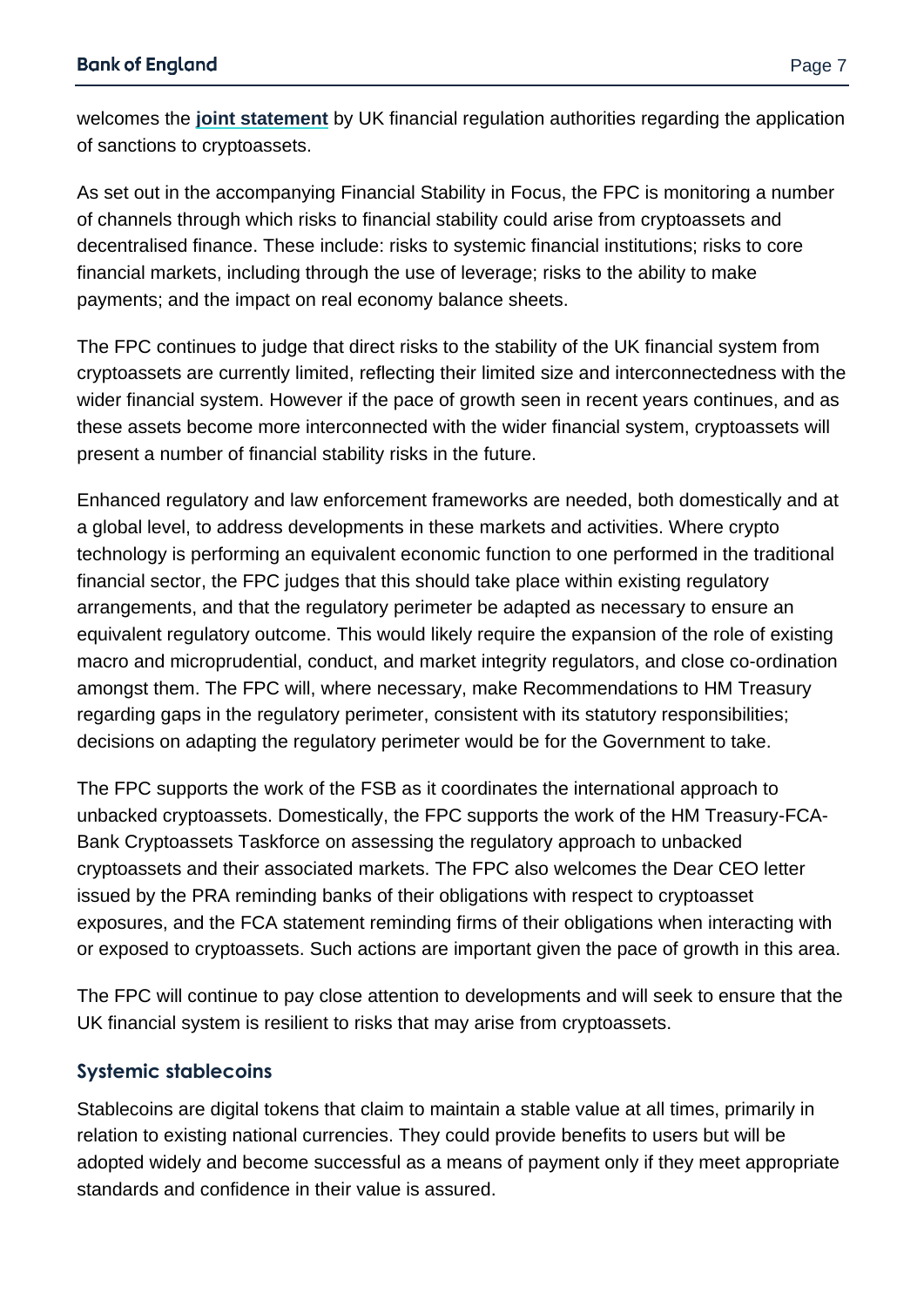welcomes the **joint statement** by UK financial regulation authorities regarding the application of sanctions to cryptoassets.

As set out in the accompanying Financial Stability in Focus, the FPC is monitoring a number of channels through which risks to financial stability could arise from cryptoassets and decentralised finance. These include: risks to systemic financial institutions; risks to core financial markets, including through the use of leverage; risks to the ability to make payments; and the impact on real economy balance sheets.

The FPC continues to judge that direct risks to the stability of the UK financial system from cryptoassets are currently limited, reflecting their limited size and interconnectedness with the wider financial system. However if the pace of growth seen in recent years continues, and as these assets become more interconnected with the wider financial system, cryptoassets will present a number of financial stability risks in the future.

Enhanced regulatory and law enforcement frameworks are needed, both domestically and at a global level, to address developments in these markets and activities. Where crypto technology is performing an equivalent economic function to one performed in the traditional financial sector, the FPC judges that this should take place within existing regulatory arrangements, and that the regulatory perimeter be adapted as necessary to ensure an equivalent regulatory outcome. This would likely require the expansion of the role of existing macro and microprudential, conduct, and market integrity regulators, and close co-ordination amongst them. The FPC will, where necessary, make Recommendations to HM Treasury regarding gaps in the regulatory perimeter, consistent with its statutory responsibilities; decisions on adapting the regulatory perimeter would be for the Government to take.

The FPC supports the work of the FSB as it coordinates the international approach to unbacked cryptoassets. Domestically, the FPC supports the work of the HM Treasury-FCA-Bank Cryptoassets Taskforce on assessing the regulatory approach to unbacked cryptoassets and their associated markets. The FPC also welcomes the Dear CEO letter issued by the PRA reminding banks of their obligations with respect to cryptoasset exposures, and the FCA statement reminding firms of their obligations when interacting with or exposed to cryptoassets. Such actions are important given the pace of growth in this area.

The FPC will continue to pay close attention to developments and will seek to ensure that the UK financial system is resilient to risks that may arise from cryptoassets.

## Systemic stablecoins

Stablecoins are digital tokens that claim to maintain a stable value at all times, primarily in relation to existing national currencies. They could provide benefits to users but will be adopted widely and become successful as a means of payment only if they meet appropriate standards and confidence in their value is assured.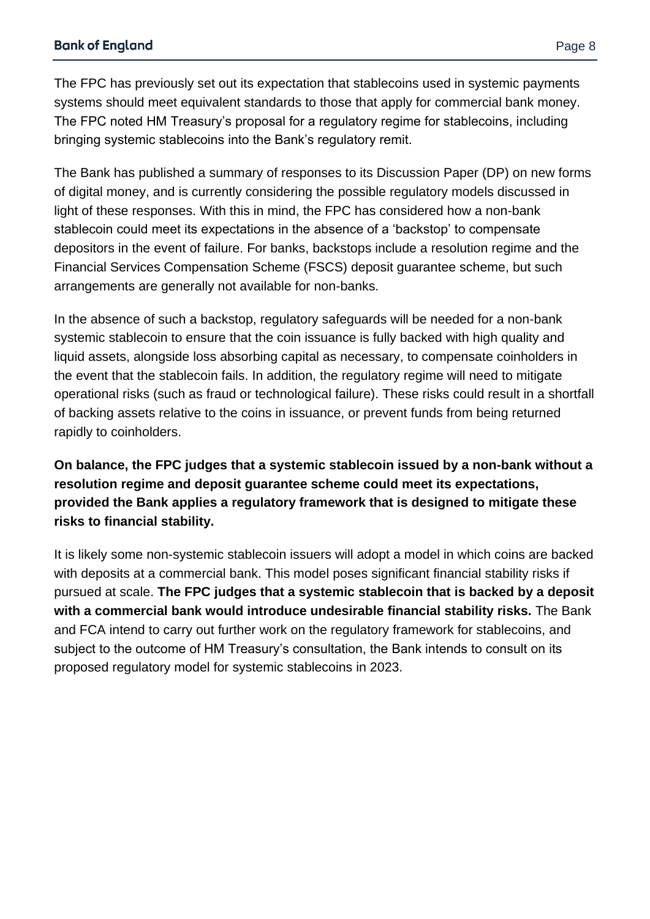The FPC has previously set out its expectation that stablecoins used in systemic payments systems should meet equivalent standards to those that apply for commercial bank money. The FPC noted HM Treasury's proposal for a regulatory regime for stablecoins, including bringing systemic stablecoins into the Bank's regulatory remit.

The Bank has published a summary of responses to its Discussion Paper (DP) on new forms of digital money, and is currently considering the possible regulatory models discussed in light of these responses. With this in mind, the FPC has considered how a non-bank stablecoin could meet its expectations in the absence of a 'backstop' to compensate depositors in the event of failure. For banks, backstops include a resolution regime and the Financial Services Compensation Scheme (FSCS) deposit guarantee scheme, but such arrangements are generally not available for non-banks.

In the absence of such a backstop, regulatory safeguards will be needed for a non-bank systemic stablecoin to ensure that the coin issuance is fully backed with high quality and liquid assets, alongside loss absorbing capital as necessary, to compensate coinholders in the event that the stablecoin fails. In addition, the regulatory regime will need to mitigate operational risks (such as fraud or technological failure). These risks could result in a shortfall of backing assets relative to the coins in issuance, or prevent funds from being returned rapidly to coinholders.

**On balance, the FPC judges that a systemic stablecoin issued by a non-bank without a resolution regime and deposit guarantee scheme could meet its expectations, provided the Bank applies a regulatory framework that is designed to mitigate these risks to financial stability.**

It is likely some non-systemic stablecoin issuers will adopt a model in which coins are backed with deposits at a commercial bank. This model poses significant financial stability risks if pursued at scale. **The FPC judges that a systemic stablecoin that is backed by a deposit with a commercial bank would introduce undesirable financial stability risks.** The Bank and FCA intend to carry out further work on the regulatory framework for stablecoins, and subject to the outcome of HM Treasury's consultation, the Bank intends to consult on its proposed regulatory model for systemic stablecoins in 2023.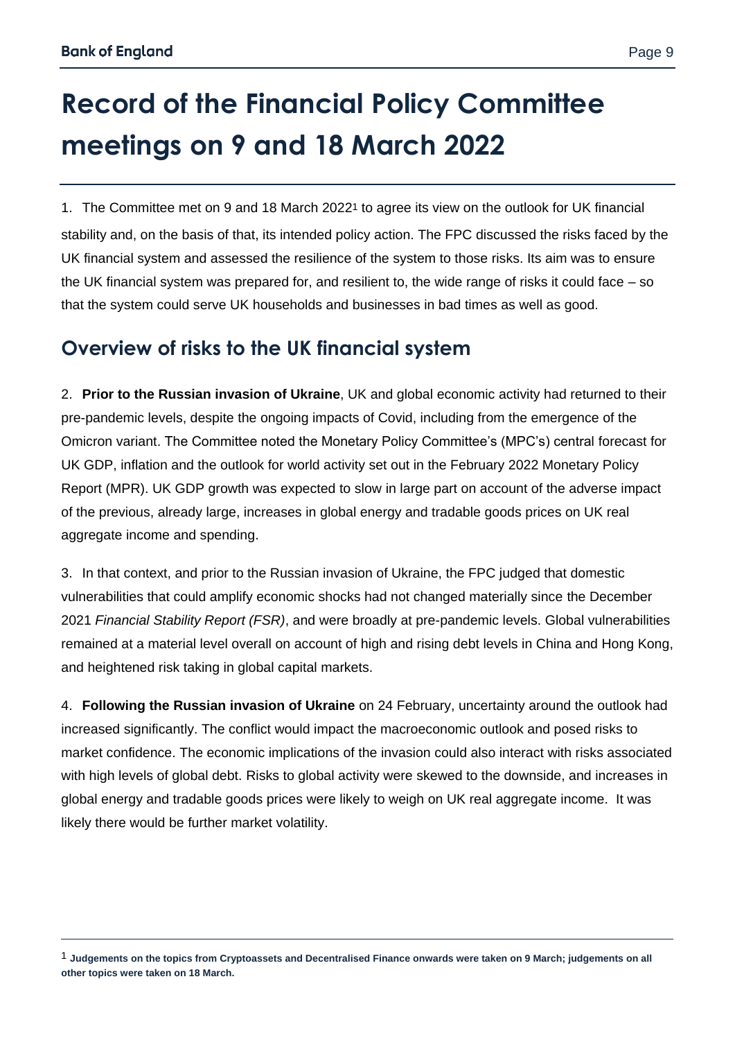# Record of the Financial Policy Committee meetings on 9 and 18 March 2022

1. The Committee met on 9 and 18 March 2022[1] to agree its view on the outlook for UK financial stability and, on the basis of that, its intended policy action. The FPC discussed the risks faced by the UK financial system and assessed the resilience of the system to those risks. Its aim was to ensure the UK financial system was prepared for, and resilient to, the wide range of risks it could face – so that the system could serve UK households and businesses in bad times as well as good.

## Overview of risks to the UK financial system

2. **Prior to the Russian invasion of Ukraine**, UK and global economic activity had returned to their pre-pandemic levels, despite the ongoing impacts of Covid, including from the emergence of the Omicron variant. The Committee noted the Monetary Policy Committee's (MPC's) central forecast for UK GDP, inflation and the outlook for world activity set out in the February 2022 Monetary Policy Report (MPR). UK GDP growth was expected to slow in large part on account of the adverse impact of the previous, already large, increases in global energy and tradable goods prices on UK real aggregate income and spending.

3. In that context, and prior to the Russian invasion of Ukraine, the FPC judged that domestic vulnerabilities that could amplify economic shocks had not changed materially since the December 2021 *Financial Stability Report (FSR)*, and were broadly at pre-pandemic levels. Global vulnerabilities remained at a material level overall on account of high and rising debt levels in China and Hong Kong, and heightened risk taking in global capital markets.

4. **Following the Russian invasion of Ukraine** on 24 February, uncertainty around the outlook had increased significantly. The conflict would impact the macroeconomic outlook and posed risks to market confidence. The economic implications of the invasion could also interact with risks associated with high levels of global debt. Risks to global activity were skewed to the downside, and increases in global energy and tradable goods prices were likely to weigh on UK real aggregate income. It was likely there would be further market volatility.

[1] **Judgements on the topics from Cryptoassets and Decentralised Finance onwards were taken on 9 March; judgements on all other topics were taken on 18 March.**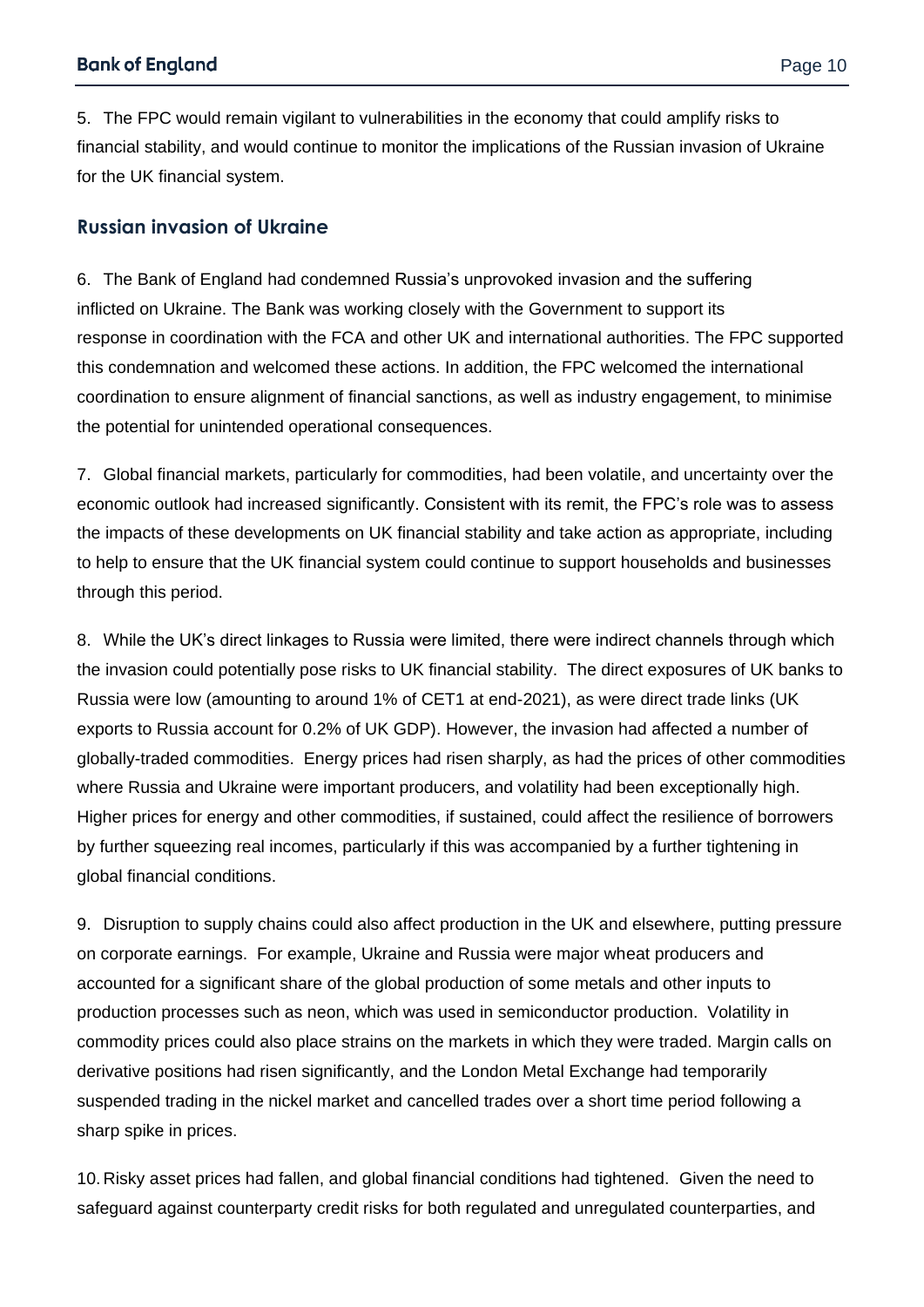5. The FPC would remain vigilant to vulnerabilities in the economy that could amplify risks to financial stability, and would continue to monitor the implications of the Russian invasion of Ukraine for the UK financial system.

## Russian invasion of Ukraine

6. The Bank of England had condemned Russia's unprovoked invasion and the suffering inflicted on Ukraine. The Bank was working closely with the Government to support its response in coordination with the FCA and other UK and international authorities. The FPC supported this condemnation and welcomed these actions. In addition, the FPC welcomed the international coordination to ensure alignment of financial sanctions, as well as industry engagement, to minimise the potential for unintended operational consequences.

7. Global financial markets, particularly for commodities, had been volatile, and uncertainty over the economic outlook had increased significantly. Consistent with its remit, the FPC's role was to assess the impacts of these developments on UK financial stability and take action as appropriate, including to help to ensure that the UK financial system could continue to support households and businesses through this period.

8. While the UK's direct linkages to Russia were limited, there were indirect channels through which the invasion could potentially pose risks to UK financial stability. The direct exposures of UK banks to Russia were low (amounting to around 1% of CET1 at end-2021), as were direct trade links (UK exports to Russia account for 0.2% of UK GDP). However, the invasion had affected a number of globally-traded commodities. Energy prices had risen sharply, as had the prices of other commodities where Russia and Ukraine were important producers, and volatility had been exceptionally high. Higher prices for energy and other commodities, if sustained, could affect the resilience of borrowers by further squeezing real incomes, particularly if this was accompanied by a further tightening in global financial conditions.

9. Disruption to supply chains could also affect production in the UK and elsewhere, putting pressure on corporate earnings. For example, Ukraine and Russia were major wheat producers and accounted for a significant share of the global production of some metals and other inputs to production processes such as neon, which was used in semiconductor production. Volatility in commodity prices could also place strains on the markets in which they were traded. Margin calls on derivative positions had risen significantly, and the London Metal Exchange had temporarily suspended trading in the nickel market and cancelled trades over a short time period following a sharp spike in prices.

10. Risky asset prices had fallen, and global financial conditions had tightened. Given the need to safeguard against counterparty credit risks for both regulated and unregulated counterparties, and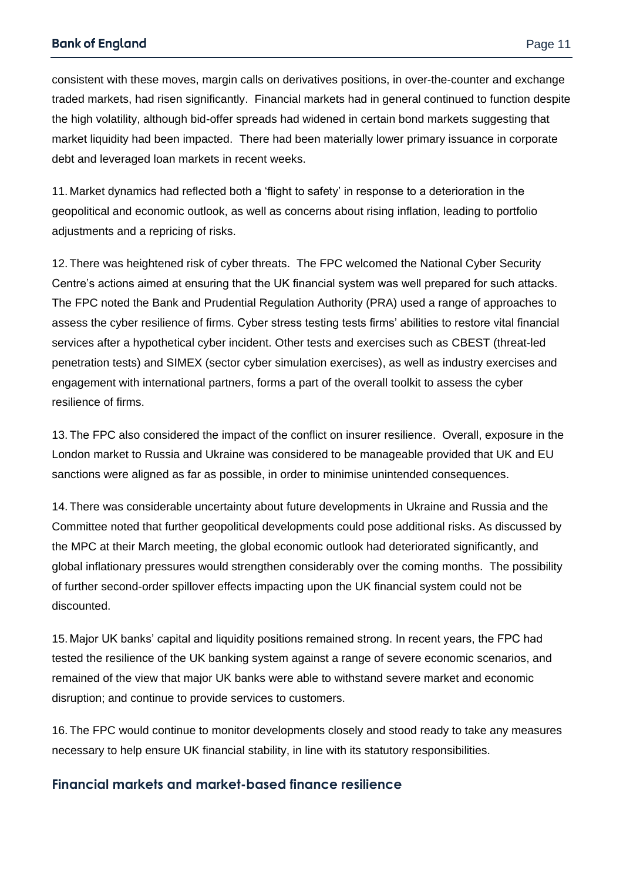consistent with these moves, margin calls on derivatives positions, in over-the-counter and exchange traded markets, had risen significantly. Financial markets had in general continued to function despite the high volatility, although bid-offer spreads had widened in certain bond markets suggesting that market liquidity had been impacted. There had been materially lower primary issuance in corporate debt and leveraged loan markets in recent weeks.

11. Market dynamics had reflected both a 'flight to safety' in response to a deterioration in the geopolitical and economic outlook, as well as concerns about rising inflation, leading to portfolio adjustments and a repricing of risks.

12. There was heightened risk of cyber threats. The FPC welcomed the National Cyber Security Centre's actions aimed at ensuring that the UK financial system was well prepared for such attacks. The FPC noted the Bank and Prudential Regulation Authority (PRA) used a range of approaches to assess the cyber resilience of firms. Cyber stress testing tests firms' abilities to restore vital financial services after a hypothetical cyber incident. Other tests and exercises such as CBEST (threat-led penetration tests) and SIMEX (sector cyber simulation exercises), as well as industry exercises and engagement with international partners, forms a part of the overall toolkit to assess the cyber resilience of firms.

13. The FPC also considered the impact of the conflict on insurer resilience. Overall, exposure in the London market to Russia and Ukraine was considered to be manageable provided that UK and EU sanctions were aligned as far as possible, in order to minimise unintended consequences.

14. There was considerable uncertainty about future developments in Ukraine and Russia and the Committee noted that further geopolitical developments could pose additional risks. As discussed by the MPC at their March meeting, the global economic outlook had deteriorated significantly, and global inflationary pressures would strengthen considerably over the coming months. The possibility of further second-order spillover effects impacting upon the UK financial system could not be discounted.

15. Major UK banks' capital and liquidity positions remained strong. In recent years, the FPC had tested the resilience of the UK banking system against a range of severe economic scenarios, and remained of the view that major UK banks were able to withstand severe market and economic disruption; and continue to provide services to customers.

16. The FPC would continue to monitor developments closely and stood ready to take any measures necessary to help ensure UK financial stability, in line with its statutory responsibilities.

## Financial markets and market-based finance resilience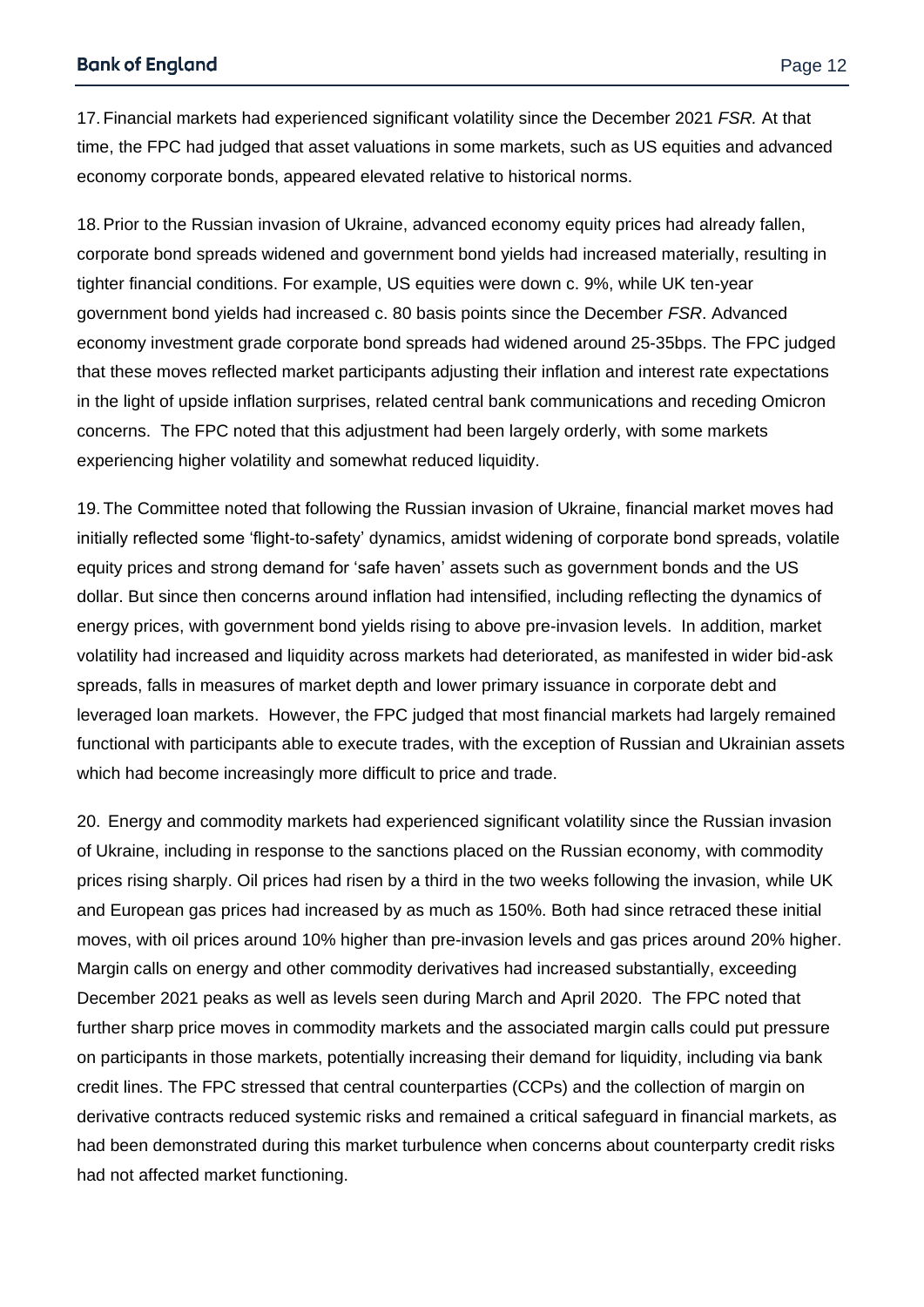17. Financial markets had experienced significant volatility since the December 2021 *FSR.* At that time, the FPC had judged that asset valuations in some markets, such as US equities and advanced economy corporate bonds, appeared elevated relative to historical norms.

18. Prior to the Russian invasion of Ukraine, advanced economy equity prices had already fallen, corporate bond spreads widened and government bond yields had increased materially, resulting in tighter financial conditions. For example, US equities were down c. 9%, while UK ten-year government bond yields had increased c. 80 basis points since the December *FSR*. Advanced economy investment grade corporate bond spreads had widened around 25-35bps. The FPC judged that these moves reflected market participants adjusting their inflation and interest rate expectations in the light of upside inflation surprises, related central bank communications and receding Omicron concerns. The FPC noted that this adjustment had been largely orderly, with some markets experiencing higher volatility and somewhat reduced liquidity.

19. The Committee noted that following the Russian invasion of Ukraine, financial market moves had initially reflected some 'flight-to-safety' dynamics, amidst widening of corporate bond spreads, volatile equity prices and strong demand for 'safe haven' assets such as government bonds and the US dollar. But since then concerns around inflation had intensified, including reflecting the dynamics of energy prices, with government bond yields rising to above pre-invasion levels. In addition, market volatility had increased and liquidity across markets had deteriorated, as manifested in wider bid-ask spreads, falls in measures of market depth and lower primary issuance in corporate debt and leveraged loan markets. However, the FPC judged that most financial markets had largely remained functional with participants able to execute trades, with the exception of Russian and Ukrainian assets which had become increasingly more difficult to price and trade.

20. Energy and commodity markets had experienced significant volatility since the Russian invasion of Ukraine, including in response to the sanctions placed on the Russian economy, with commodity prices rising sharply. Oil prices had risen by a third in the two weeks following the invasion, while UK and European gas prices had increased by as much as 150%. Both had since retraced these initial moves, with oil prices around 10% higher than pre-invasion levels and gas prices around 20% higher. Margin calls on energy and other commodity derivatives had increased substantially, exceeding December 2021 peaks as well as levels seen during March and April 2020. The FPC noted that further sharp price moves in commodity markets and the associated margin calls could put pressure on participants in those markets, potentially increasing their demand for liquidity, including via bank credit lines. The FPC stressed that central counterparties (CCPs) and the collection of margin on derivative contracts reduced systemic risks and remained a critical safeguard in financial markets, as had been demonstrated during this market turbulence when concerns about counterparty credit risks had not affected market functioning.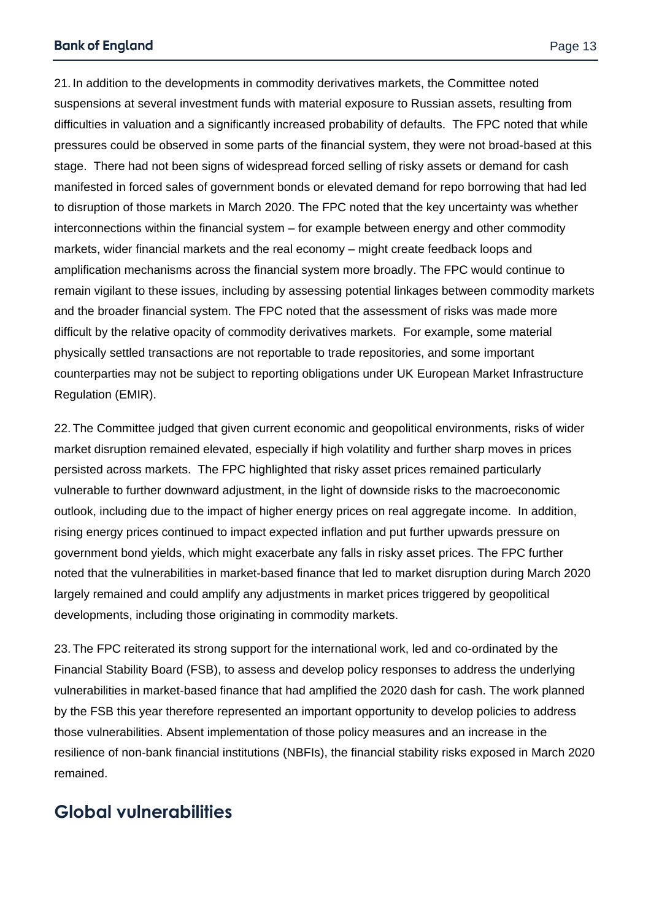21. In addition to the developments in commodity derivatives markets, the Committee noted suspensions at several investment funds with material exposure to Russian assets, resulting from difficulties in valuation and a significantly increased probability of defaults. The FPC noted that while pressures could be observed in some parts of the financial system, they were not broad-based at this stage. There had not been signs of widespread forced selling of risky assets or demand for cash manifested in forced sales of government bonds or elevated demand for repo borrowing that had led to disruption of those markets in March 2020. The FPC noted that the key uncertainty was whether interconnections within the financial system – for example between energy and other commodity markets, wider financial markets and the real economy – might create feedback loops and amplification mechanisms across the financial system more broadly. The FPC would continue to remain vigilant to these issues, including by assessing potential linkages between commodity markets and the broader financial system. The FPC noted that the assessment of risks was made more difficult by the relative opacity of commodity derivatives markets. For example, some material physically settled transactions are not reportable to trade repositories, and some important counterparties may not be subject to reporting obligations under UK European Market Infrastructure Regulation (EMIR).

22. The Committee judged that given current economic and geopolitical environments, risks of wider market disruption remained elevated, especially if high volatility and further sharp moves in prices persisted across markets. The FPC highlighted that risky asset prices remained particularly vulnerable to further downward adjustment, in the light of downside risks to the macroeconomic outlook, including due to the impact of higher energy prices on real aggregate income. In addition, rising energy prices continued to impact expected inflation and put further upwards pressure on government bond yields, which might exacerbate any falls in risky asset prices. The FPC further noted that the vulnerabilities in market-based finance that led to market disruption during March 2020 largely remained and could amplify any adjustments in market prices triggered by geopolitical developments, including those originating in commodity markets.

23. The FPC reiterated its strong support for the international work, led and co-ordinated by the Financial Stability Board (FSB), to assess and develop policy responses to address the underlying vulnerabilities in market-based finance that had amplified the 2020 dash for cash. The work planned by the FSB this year therefore represented an important opportunity to develop policies to address those vulnerabilities. Absent implementation of those policy measures and an increase in the resilience of non-bank financial institutions (NBFIs), the financial stability risks exposed in March 2020 remained.

## Global vulnerabilities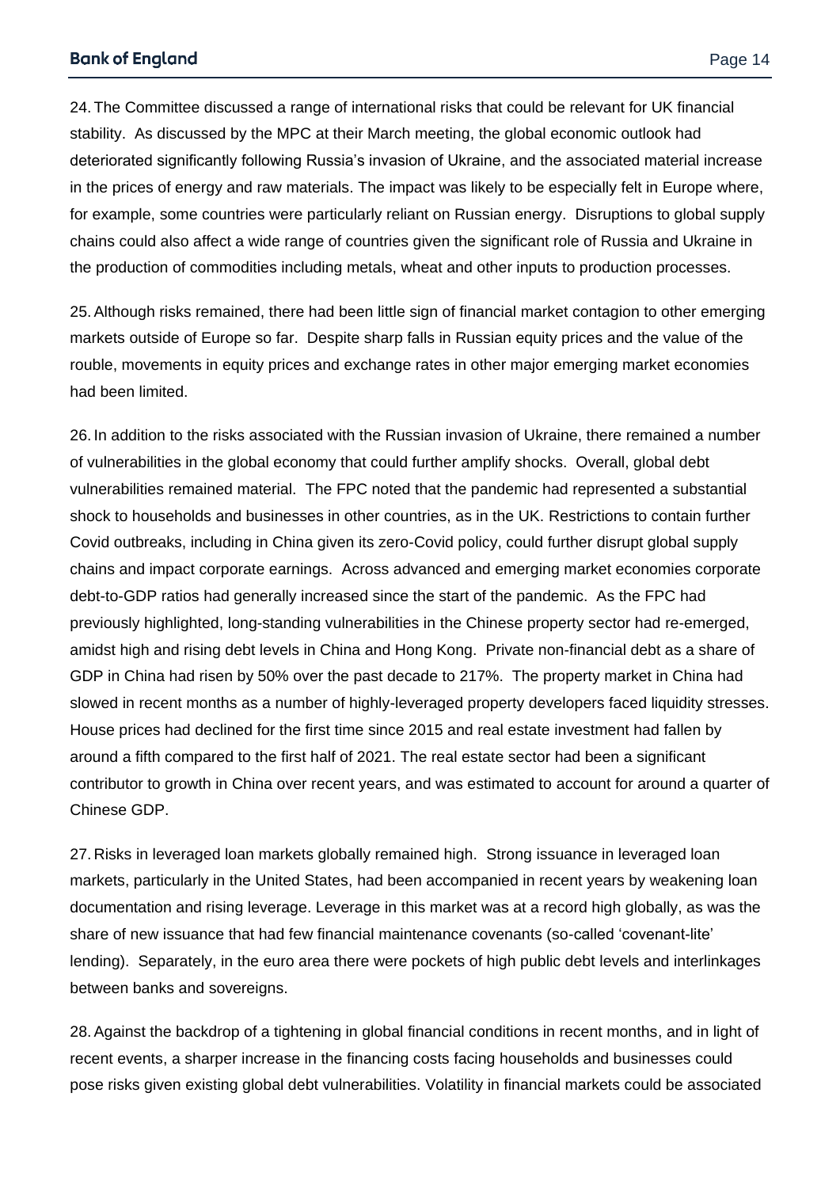24. The Committee discussed a range of international risks that could be relevant for UK financial stability. As discussed by the MPC at their March meeting, the global economic outlook had deteriorated significantly following Russia's invasion of Ukraine, and the associated material increase in the prices of energy and raw materials. The impact was likely to be especially felt in Europe where, for example, some countries were particularly reliant on Russian energy. Disruptions to global supply chains could also affect a wide range of countries given the significant role of Russia and Ukraine in the production of commodities including metals, wheat and other inputs to production processes.

25. Although risks remained, there had been little sign of financial market contagion to other emerging markets outside of Europe so far. Despite sharp falls in Russian equity prices and the value of the rouble, movements in equity prices and exchange rates in other major emerging market economies had been limited.

26. In addition to the risks associated with the Russian invasion of Ukraine, there remained a number of vulnerabilities in the global economy that could further amplify shocks. Overall, global debt vulnerabilities remained material. The FPC noted that the pandemic had represented a substantial shock to households and businesses in other countries, as in the UK. Restrictions to contain further Covid outbreaks, including in China given its zero-Covid policy, could further disrupt global supply chains and impact corporate earnings. Across advanced and emerging market economies corporate debt-to-GDP ratios had generally increased since the start of the pandemic. As the FPC had previously highlighted, long-standing vulnerabilities in the Chinese property sector had re-emerged, amidst high and rising debt levels in China and Hong Kong. Private non-financial debt as a share of GDP in China had risen by 50% over the past decade to 217%. The property market in China had slowed in recent months as a number of highly-leveraged property developers faced liquidity stresses. House prices had declined for the first time since 2015 and real estate investment had fallen by around a fifth compared to the first half of 2021. The real estate sector had been a significant contributor to growth in China over recent years, and was estimated to account for around a quarter of Chinese GDP.

27. Risks in leveraged loan markets globally remained high. Strong issuance in leveraged loan markets, particularly in the United States, had been accompanied in recent years by weakening loan documentation and rising leverage. Leverage in this market was at a record high globally, as was the share of new issuance that had few financial maintenance covenants (so-called 'covenant-lite' lending). Separately, in the euro area there were pockets of high public debt levels and interlinkages between banks and sovereigns.

28. Against the backdrop of a tightening in global financial conditions in recent months, and in light of recent events, a sharper increase in the financing costs facing households and businesses could pose risks given existing global debt vulnerabilities. Volatility in financial markets could be associated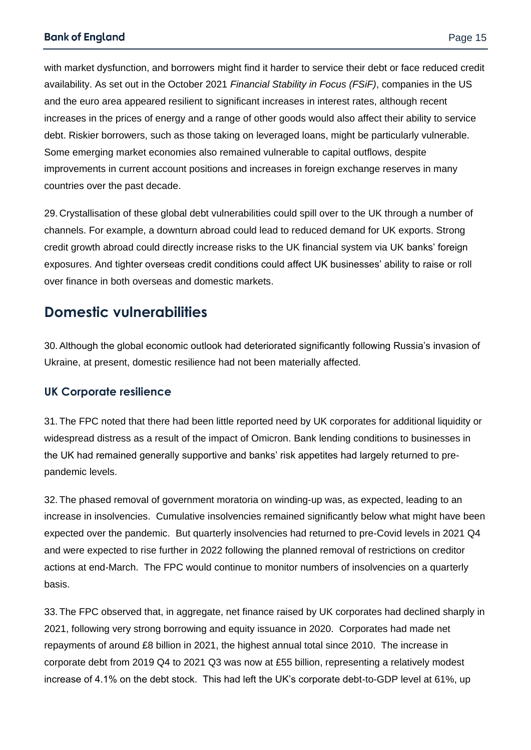with market dysfunction, and borrowers might find it harder to service their debt or face reduced credit availability. As set out in the October 2021 *Financial Stability in Focus (FSiF)*, companies in the US and the euro area appeared resilient to significant increases in interest rates, although recent increases in the prices of energy and a range of other goods would also affect their ability to service debt. Riskier borrowers, such as those taking on leveraged loans, might be particularly vulnerable. Some emerging market economies also remained vulnerable to capital outflows, despite improvements in current account positions and increases in foreign exchange reserves in many countries over the past decade.

29. Crystallisation of these global debt vulnerabilities could spill over to the UK through a number of channels. For example, a downturn abroad could lead to reduced demand for UK exports. Strong credit growth abroad could directly increase risks to the UK financial system via UK banks' foreign exposures. And tighter overseas credit conditions could affect UK businesses' ability to raise or roll over finance in both overseas and domestic markets.

## Domestic vulnerabilities

30. Although the global economic outlook had deteriorated significantly following Russia's invasion of Ukraine, at present, domestic resilience had not been materially affected.

### UK Corporate resilience

31. The FPC noted that there had been little reported need by UK corporates for additional liquidity or widespread distress as a result of the impact of Omicron. Bank lending conditions to businesses in the UK had remained generally supportive and banks' risk appetites had largely returned to pre-pandemic levels.

32. The phased removal of government moratoria on winding-up was, as expected, leading to an increase in insolvencies. Cumulative insolvencies remained significantly below what might have been expected over the pandemic. But quarterly insolvencies had returned to pre-Covid levels in 2021 Q4 and were expected to rise further in 2022 following the planned removal of restrictions on creditor actions at end-March. The FPC would continue to monitor numbers of insolvencies on a quarterly basis.

33. The FPC observed that, in aggregate, net finance raised by UK corporates had declined sharply in 2021, following very strong borrowing and equity issuance in 2020. Corporates had made net repayments of around £8 billion in 2021, the highest annual total since 2010. The increase in corporate debt from 2019 Q4 to 2021 Q3 was now at £55 billion, representing a relatively modest increase of 4.1% on the debt stock. This had left the UK's corporate debt-to-GDP level at 61%, up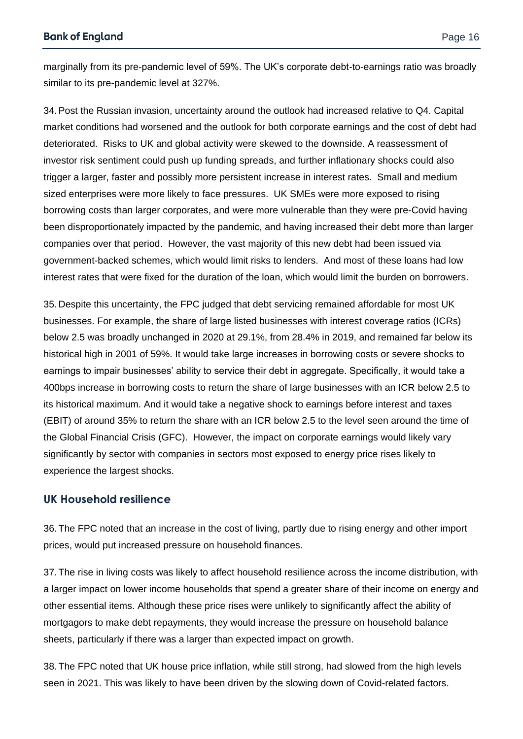marginally from its pre-pandemic level of 59%. The UK's corporate debt-to-earnings ratio was broadly similar to its pre-pandemic level at 327%.

34. Post the Russian invasion, uncertainty around the outlook had increased relative to Q4. Capital market conditions had worsened and the outlook for both corporate earnings and the cost of debt had deteriorated. Risks to UK and global activity were skewed to the downside. A reassessment of investor risk sentiment could push up funding spreads, and further inflationary shocks could also trigger a larger, faster and possibly more persistent increase in interest rates. Small and medium sized enterprises were more likely to face pressures. UK SMEs were more exposed to rising borrowing costs than larger corporates, and were more vulnerable than they were pre-Covid having been disproportionately impacted by the pandemic, and having increased their debt more than larger companies over that period. However, the vast majority of this new debt had been issued via government-backed schemes, which would limit risks to lenders. And most of these loans had low interest rates that were fixed for the duration of the loan, which would limit the burden on borrowers.

35. Despite this uncertainty, the FPC judged that debt servicing remained affordable for most UK businesses. For example, the share of large listed businesses with interest coverage ratios (ICRs) below 2.5 was broadly unchanged in 2020 at 29.1%, from 28.4% in 2019, and remained far below its historical high in 2001 of 59%. It would take large increases in borrowing costs or severe shocks to earnings to impair businesses' ability to service their debt in aggregate. Specifically, it would take a 400bps increase in borrowing costs to return the share of large businesses with an ICR below 2.5 to its historical maximum. And it would take a negative shock to earnings before interest and taxes (EBIT) of around 35% to return the share with an ICR below 2.5 to the level seen around the time of the Global Financial Crisis (GFC). However, the impact on corporate earnings would likely vary significantly by sector with companies in sectors most exposed to energy price rises likely to experience the largest shocks.

## UK Household resilience

36. The FPC noted that an increase in the cost of living, partly due to rising energy and other import prices, would put increased pressure on household finances.

37. The rise in living costs was likely to affect household resilience across the income distribution, with a larger impact on lower income households that spend a greater share of their income on energy and other essential items. Although these price rises were unlikely to significantly affect the ability of mortgagors to make debt repayments, they would increase the pressure on household balance sheets, particularly if there was a larger than expected impact on growth.

38. The FPC noted that UK house price inflation, while still strong, had slowed from the high levels seen in 2021. This was likely to have been driven by the slowing down of Covid-related factors.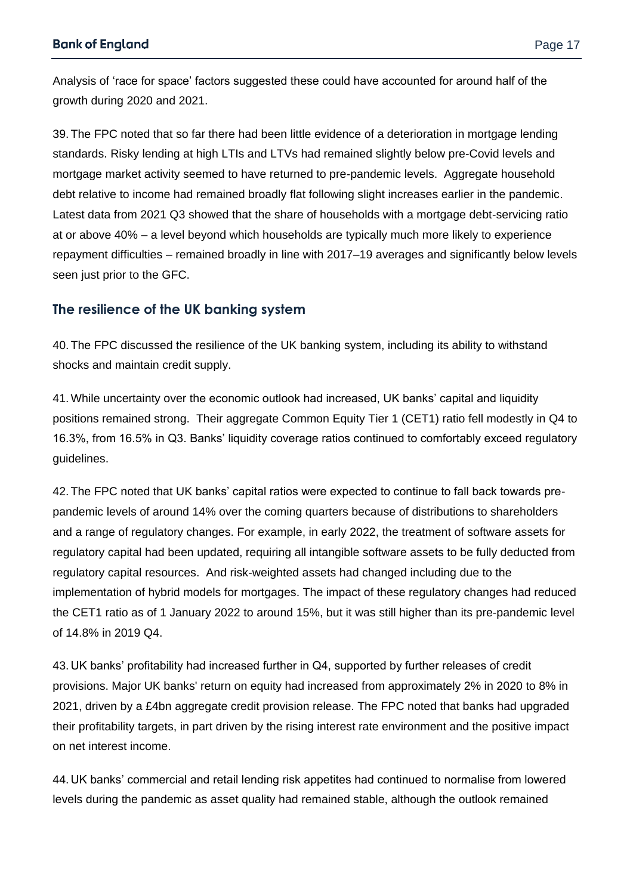Analysis of 'race for space' factors suggested these could have accounted for around half of the growth during 2020 and 2021.

39. The FPC noted that so far there had been little evidence of a deterioration in mortgage lending standards. Risky lending at high LTIs and LTVs had remained slightly below pre-Covid levels and mortgage market activity seemed to have returned to pre-pandemic levels. Aggregate household debt relative to income had remained broadly flat following slight increases earlier in the pandemic. Latest data from 2021 Q3 showed that the share of households with a mortgage debt-servicing ratio at or above 40% – a level beyond which households are typically much more likely to experience repayment difficulties – remained broadly in line with 2017–19 averages and significantly below levels seen just prior to the GFC.

## The resilience of the UK banking system

40. The FPC discussed the resilience of the UK banking system, including its ability to withstand shocks and maintain credit supply.

41. While uncertainty over the economic outlook had increased, UK banks' capital and liquidity positions remained strong. Their aggregate Common Equity Tier 1 (CET1) ratio fell modestly in Q4 to 16.3%, from 16.5% in Q3. Banks' liquidity coverage ratios continued to comfortably exceed regulatory guidelines.

42. The FPC noted that UK banks' capital ratios were expected to continue to fall back towards pre-pandemic levels of around 14% over the coming quarters because of distributions to shareholders and a range of regulatory changes. For example, in early 2022, the treatment of software assets for regulatory capital had been updated, requiring all intangible software assets to be fully deducted from regulatory capital resources. And risk-weighted assets had changed including due to the implementation of hybrid models for mortgages. The impact of these regulatory changes had reduced the CET1 ratio as of 1 January 2022 to around 15%, but it was still higher than its pre-pandemic level of 14.8% in 2019 Q4.

43. UK banks' profitability had increased further in Q4, supported by further releases of credit provisions. Major UK banks' return on equity had increased from approximately 2% in 2020 to 8% in 2021, driven by a £4bn aggregate credit provision release. The FPC noted that banks had upgraded their profitability targets, in part driven by the rising interest rate environment and the positive impact on net interest income.

44. UK banks' commercial and retail lending risk appetites had continued to normalise from lowered levels during the pandemic as asset quality had remained stable, although the outlook remained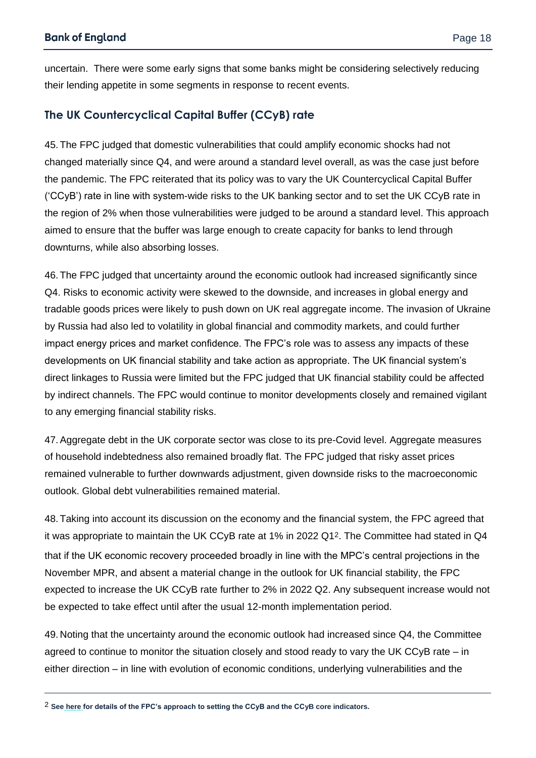uncertain. There were some early signs that some banks might be considering selectively reducing their lending appetite in some segments in response to recent events.

## The UK Countercyclical Capital Buffer (CCyB) rate

45. The FPC judged that domestic vulnerabilities that could amplify economic shocks had not changed materially since Q4, and were around a standard level overall, as was the case just before the pandemic. The FPC reiterated that its policy was to vary the UK Countercyclical Capital Buffer ('CCyB') rate in line with system-wide risks to the UK banking sector and to set the UK CCyB rate in the region of 2% when those vulnerabilities were judged to be around a standard level. This approach aimed to ensure that the buffer was large enough to create capacity for banks to lend through downturns, while also absorbing losses.

46. The FPC judged that uncertainty around the economic outlook had increased significantly since Q4. Risks to economic activity were skewed to the downside, and increases in global energy and tradable goods prices were likely to push down on UK real aggregate income. The invasion of Ukraine by Russia had also led to volatility in global financial and commodity markets, and could further impact energy prices and market confidence. The FPC's role was to assess any impacts of these developments on UK financial stability and take action as appropriate. The UK financial system's direct linkages to Russia were limited but the FPC judged that UK financial stability could be affected by indirect channels. The FPC would continue to monitor developments closely and remained vigilant to any emerging financial stability risks.

47. Aggregate debt in the UK corporate sector was close to its pre-Covid level. Aggregate measures of household indebtedness also remained broadly flat. The FPC judged that risky asset prices remained vulnerable to further downwards adjustment, given downside risks to the macroeconomic outlook. Global debt vulnerabilities remained material.

48. Taking into account its discussion on the economy and the financial system, the FPC agreed that it was appropriate to maintain the UK CCyB rate at 1% in 2022 Q1[2]. The Committee had stated in Q4 that if the UK economic recovery proceeded broadly in line with the MPC's central projections in the November MPR, and absent a material change in the outlook for UK financial stability, the FPC expected to increase the UK CCyB rate further to 2% in 2022 Q2. Any subsequent increase would not be expected to take effect until after the usual 12-month implementation period.

49. Noting that the uncertainty around the economic outlook had increased since Q4, the Committee agreed to continue to monitor the situation closely and stood ready to vary the UK CCyB rate – in either direction – in line with evolution of economic conditions, underlying vulnerabilities and the

---

[2] **See here for details of the FPC's approach to setting the CCyB and the CCyB core indicators.**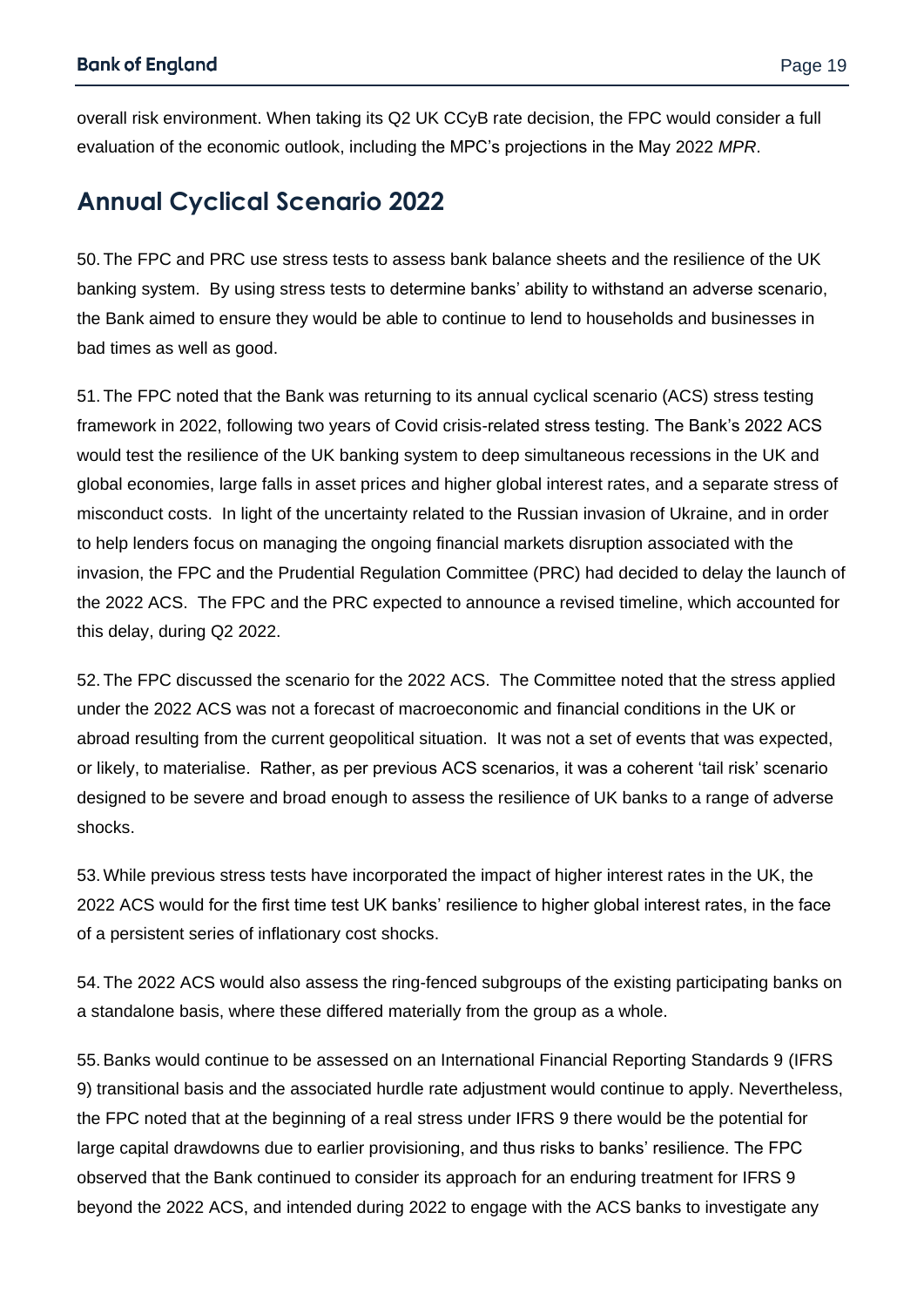overall risk environment. When taking its Q2 UK CCyB rate decision, the FPC would consider a full evaluation of the economic outlook, including the MPC's projections in the May 2022 *MPR*.

## Annual Cyclical Scenario 2022

50. The FPC and PRC use stress tests to assess bank balance sheets and the resilience of the UK banking system. By using stress tests to determine banks' ability to withstand an adverse scenario, the Bank aimed to ensure they would be able to continue to lend to households and businesses in bad times as well as good.

51. The FPC noted that the Bank was returning to its annual cyclical scenario (ACS) stress testing framework in 2022, following two years of Covid crisis-related stress testing. The Bank's 2022 ACS would test the resilience of the UK banking system to deep simultaneous recessions in the UK and global economies, large falls in asset prices and higher global interest rates, and a separate stress of misconduct costs. In light of the uncertainty related to the Russian invasion of Ukraine, and in order to help lenders focus on managing the ongoing financial markets disruption associated with the invasion, the FPC and the Prudential Regulation Committee (PRC) had decided to delay the launch of the 2022 ACS. The FPC and the PRC expected to announce a revised timeline, which accounted for this delay, during Q2 2022.

52. The FPC discussed the scenario for the 2022 ACS. The Committee noted that the stress applied under the 2022 ACS was not a forecast of macroeconomic and financial conditions in the UK or abroad resulting from the current geopolitical situation. It was not a set of events that was expected, or likely, to materialise. Rather, as per previous ACS scenarios, it was a coherent 'tail risk' scenario designed to be severe and broad enough to assess the resilience of UK banks to a range of adverse shocks.

53. While previous stress tests have incorporated the impact of higher interest rates in the UK, the 2022 ACS would for the first time test UK banks' resilience to higher global interest rates, in the face of a persistent series of inflationary cost shocks.

54. The 2022 ACS would also assess the ring-fenced subgroups of the existing participating banks on a standalone basis, where these differed materially from the group as a whole.

55. Banks would continue to be assessed on an International Financial Reporting Standards 9 (IFRS 9) transitional basis and the associated hurdle rate adjustment would continue to apply. Nevertheless, the FPC noted that at the beginning of a real stress under IFRS 9 there would be the potential for large capital drawdowns due to earlier provisioning, and thus risks to banks' resilience. The FPC observed that the Bank continued to consider its approach for an enduring treatment for IFRS 9 beyond the 2022 ACS, and intended during 2022 to engage with the ACS banks to investigate any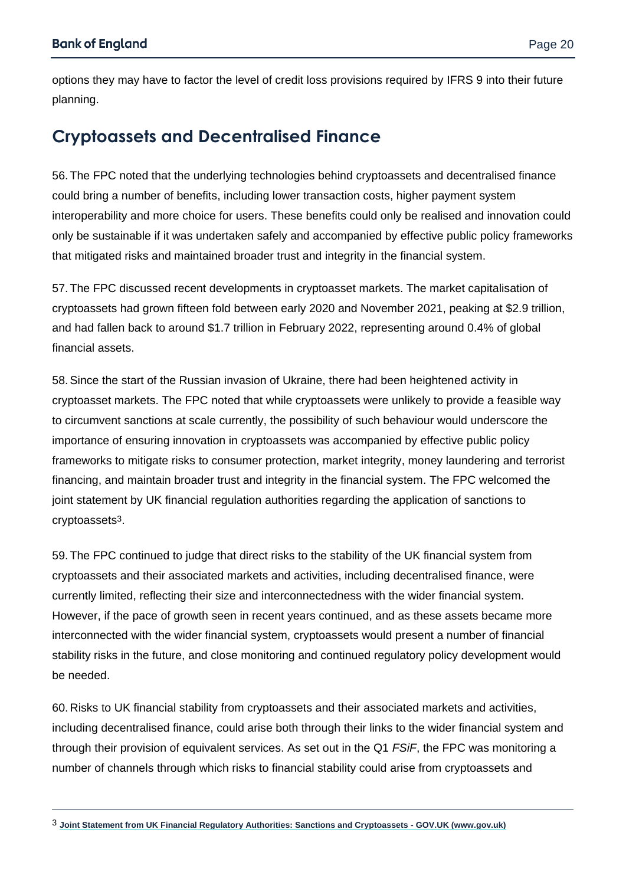options they may have to factor the level of credit loss provisions required by IFRS 9 into their future planning.

## Cryptoassets and Decentralised Finance

56. The FPC noted that the underlying technologies behind cryptoassets and decentralised finance could bring a number of benefits, including lower transaction costs, higher payment system interoperability and more choice for users. These benefits could only be realised and innovation could only be sustainable if it was undertaken safely and accompanied by effective public policy frameworks that mitigated risks and maintained broader trust and integrity in the financial system.

57. The FPC discussed recent developments in cryptoasset markets. The market capitalisation of cryptoassets had grown fifteen fold between early 2020 and November 2021, peaking at $2.9 trillion, and had fallen back to around $1.7 trillion in February 2022, representing around 0.4% of global financial assets.

58. Since the start of the Russian invasion of Ukraine, there had been heightened activity in cryptoasset markets. The FPC noted that while cryptoassets were unlikely to provide a feasible way to circumvent sanctions at scale currently, the possibility of such behaviour would underscore the importance of ensuring innovation in cryptoassets was accompanied by effective public policy frameworks to mitigate risks to consumer protection, market integrity, money laundering and terrorist financing, and maintain broader trust and integrity in the financial system. The FPC welcomed the joint statement by UK financial regulation authorities regarding the application of sanctions to cryptoassets[3].

59. The FPC continued to judge that direct risks to the stability of the UK financial system from cryptoassets and their associated markets and activities, including decentralised finance, were currently limited, reflecting their size and interconnectedness with the wider financial system. However, if the pace of growth seen in recent years continued, and as these assets became more interconnected with the wider financial system, cryptoassets would present a number of financial stability risks in the future, and close monitoring and continued regulatory policy development would be needed.

60. Risks to UK financial stability from cryptoassets and their associated markets and activities, including decentralised finance, could arise both through their links to the wider financial system and through their provision of equivalent services. As set out in the Q1 *FSiF*, the FPC was monitoring a number of channels through which risks to financial stability could arise from cryptoassets and

---

[3] **Joint Statement from UK Financial Regulatory Authorities: Sanctions and Cryptoassets - GOV.UK (www.gov.uk)**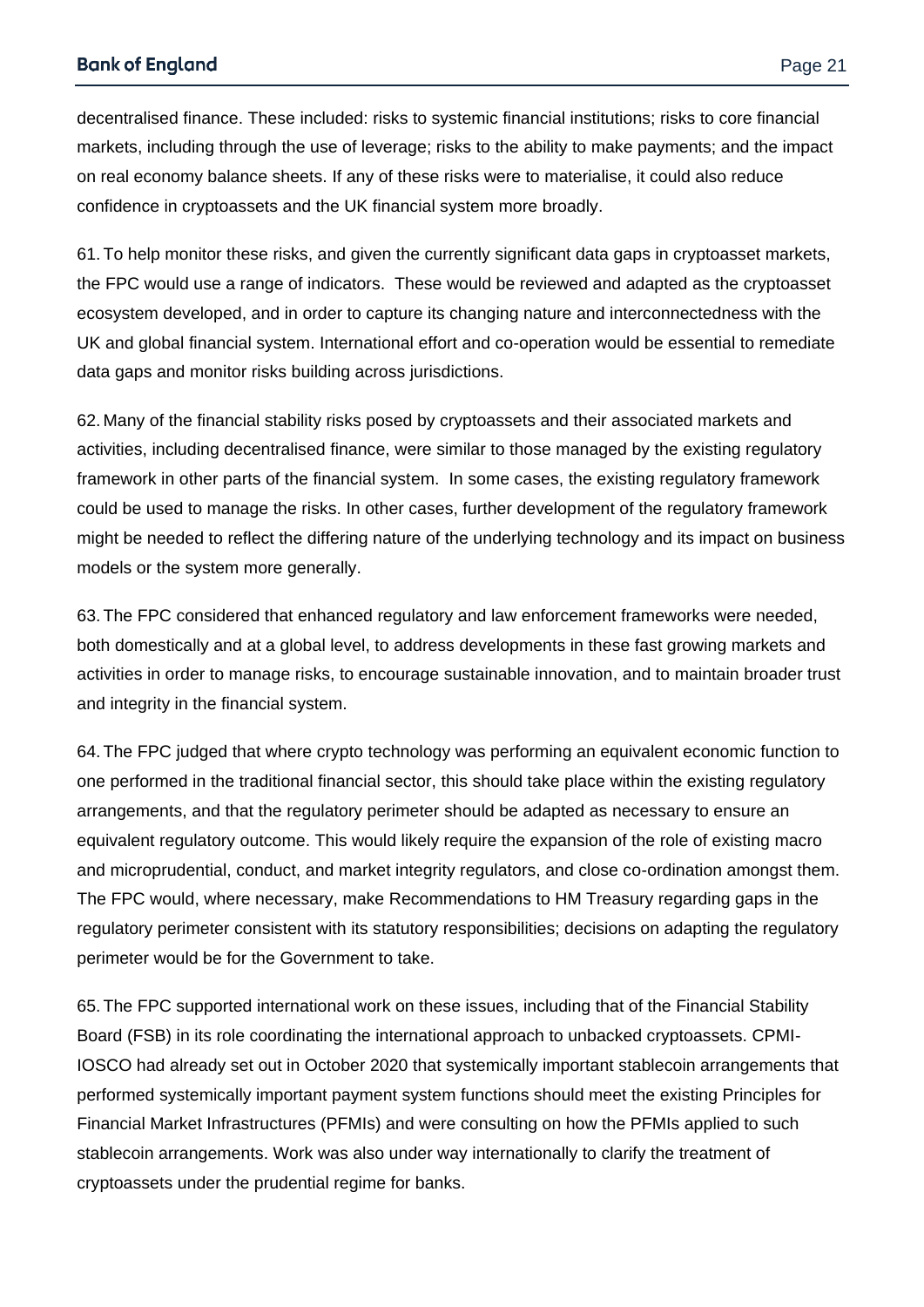decentralised finance. These included: risks to systemic financial institutions; risks to core financial markets, including through the use of leverage; risks to the ability to make payments; and the impact on real economy balance sheets. If any of these risks were to materialise, it could also reduce confidence in cryptoassets and the UK financial system more broadly.

61. To help monitor these risks, and given the currently significant data gaps in cryptoasset markets, the FPC would use a range of indicators. These would be reviewed and adapted as the cryptoasset ecosystem developed, and in order to capture its changing nature and interconnectedness with the UK and global financial system. International effort and co-operation would be essential to remediate data gaps and monitor risks building across jurisdictions.

62. Many of the financial stability risks posed by cryptoassets and their associated markets and activities, including decentralised finance, were similar to those managed by the existing regulatory framework in other parts of the financial system. In some cases, the existing regulatory framework could be used to manage the risks. In other cases, further development of the regulatory framework might be needed to reflect the differing nature of the underlying technology and its impact on business models or the system more generally.

63. The FPC considered that enhanced regulatory and law enforcement frameworks were needed, both domestically and at a global level, to address developments in these fast growing markets and activities in order to manage risks, to encourage sustainable innovation, and to maintain broader trust and integrity in the financial system.

64. The FPC judged that where crypto technology was performing an equivalent economic function to one performed in the traditional financial sector, this should take place within the existing regulatory arrangements, and that the regulatory perimeter should be adapted as necessary to ensure an equivalent regulatory outcome. This would likely require the expansion of the role of existing macro and microprudential, conduct, and market integrity regulators, and close co-ordination amongst them. The FPC would, where necessary, make Recommendations to HM Treasury regarding gaps in the regulatory perimeter consistent with its statutory responsibilities; decisions on adapting the regulatory perimeter would be for the Government to take.

65. The FPC supported international work on these issues, including that of the Financial Stability Board (FSB) in its role coordinating the international approach to unbacked cryptoassets. CPMI-IOSCO had already set out in October 2020 that systemically important stablecoin arrangements that performed systemically important payment system functions should meet the existing Principles for Financial Market Infrastructures (PFMIs) and were consulting on how the PFMIs applied to such stablecoin arrangements. Work was also under way internationally to clarify the treatment of cryptoassets under the prudential regime for banks.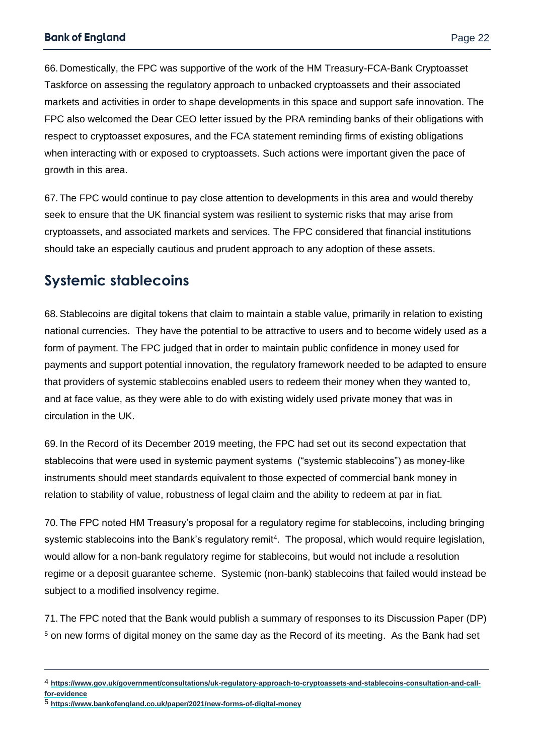66. Domestically, the FPC was supportive of the work of the HM Treasury-FCA-Bank Cryptoasset Taskforce on assessing the regulatory approach to unbacked cryptoassets and their associated markets and activities in order to shape developments in this space and support safe innovation. The FPC also welcomed the Dear CEO letter issued by the PRA reminding banks of their obligations with respect to cryptoasset exposures, and the FCA statement reminding firms of existing obligations when interacting with or exposed to cryptoassets. Such actions were important given the pace of growth in this area.

67. The FPC would continue to pay close attention to developments in this area and would thereby seek to ensure that the UK financial system was resilient to systemic risks that may arise from cryptoassets, and associated markets and services. The FPC considered that financial institutions should take an especially cautious and prudent approach to any adoption of these assets.

## Systemic stablecoins

68. Stablecoins are digital tokens that claim to maintain a stable value, primarily in relation to existing national currencies. They have the potential to be attractive to users and to become widely used as a form of payment. The FPC judged that in order to maintain public confidence in money used for payments and support potential innovation, the regulatory framework needed to be adapted to ensure that providers of systemic stablecoins enabled users to redeem their money when they wanted to, and at face value, as they were able to do with existing widely used private money that was in circulation in the UK.

69. In the Record of its December 2019 meeting, the FPC had set out its second expectation that stablecoins that were used in systemic payment systems ("systemic stablecoins") as money-like instruments should meet standards equivalent to those expected of commercial bank money in relation to stability of value, robustness of legal claim and the ability to redeem at par in fiat.

70. The FPC noted HM Treasury's proposal for a regulatory regime for stablecoins, including bringing systemic stablecoins into the Bank's regulatory remit[4]. The proposal, which would require legislation, would allow for a non-bank regulatory regime for stablecoins, but would not include a resolution regime or a deposit guarantee scheme. Systemic (non-bank) stablecoins that failed would instead be subject to a modified insolvency regime.

71. The FPC noted that the Bank would publish a summary of responses to its Discussion Paper (DP)[5] on new forms of digital money on the same day as the Record of its meeting. As the Bank had set

---

[4] https://www.gov.uk/government/consultations/uk-regulatory-approach-to-cryptoassets-and-stablecoins-consultation-and-call-for-evidence

[5] https://www.bankofengland.co.uk/paper/2021/new-forms-of-digital-money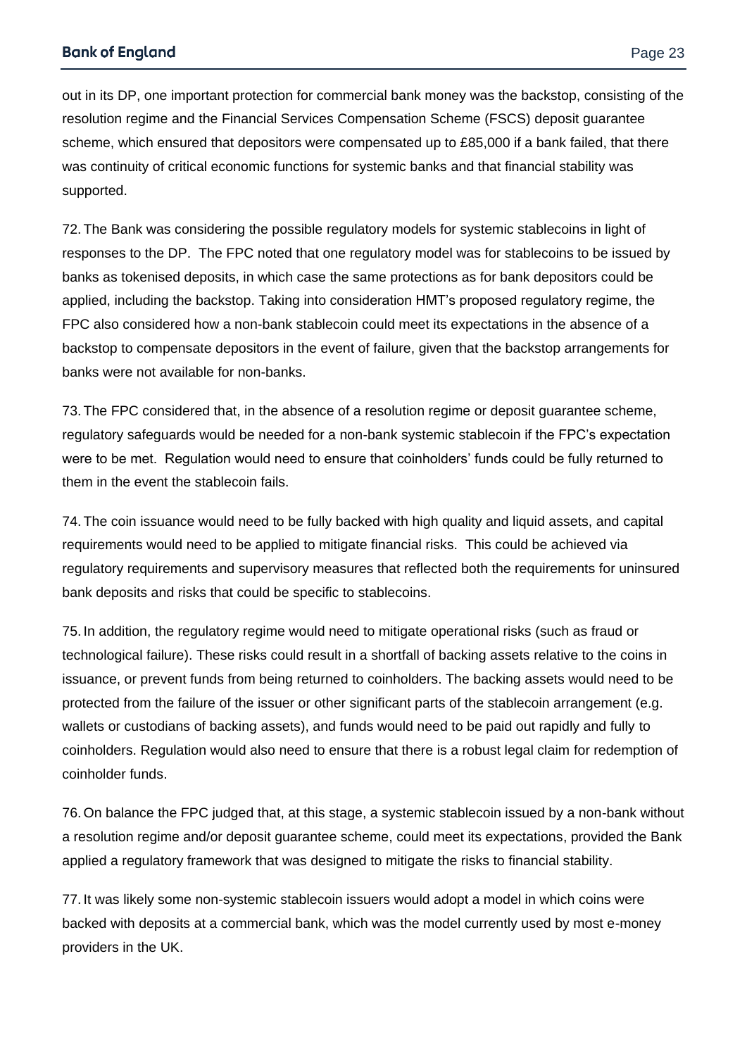out in its DP, one important protection for commercial bank money was the backstop, consisting of the resolution regime and the Financial Services Compensation Scheme (FSCS) deposit guarantee scheme, which ensured that depositors were compensated up to £85,000 if a bank failed, that there was continuity of critical economic functions for systemic banks and that financial stability was supported.

72. The Bank was considering the possible regulatory models for systemic stablecoins in light of responses to the DP. The FPC noted that one regulatory model was for stablecoins to be issued by banks as tokenised deposits, in which case the same protections as for bank depositors could be applied, including the backstop. Taking into consideration HMT's proposed regulatory regime, the FPC also considered how a non-bank stablecoin could meet its expectations in the absence of a backstop to compensate depositors in the event of failure, given that the backstop arrangements for banks were not available for non-banks.

73. The FPC considered that, in the absence of a resolution regime or deposit guarantee scheme, regulatory safeguards would be needed for a non-bank systemic stablecoin if the FPC's expectation were to be met. Regulation would need to ensure that coinholders' funds could be fully returned to them in the event the stablecoin fails.

74. The coin issuance would need to be fully backed with high quality and liquid assets, and capital requirements would need to be applied to mitigate financial risks. This could be achieved via regulatory requirements and supervisory measures that reflected both the requirements for uninsured bank deposits and risks that could be specific to stablecoins.

75. In addition, the regulatory regime would need to mitigate operational risks (such as fraud or technological failure). These risks could result in a shortfall of backing assets relative to the coins in issuance, or prevent funds from being returned to coinholders. The backing assets would need to be protected from the failure of the issuer or other significant parts of the stablecoin arrangement (e.g. wallets or custodians of backing assets), and funds would need to be paid out rapidly and fully to coinholders. Regulation would also need to ensure that there is a robust legal claim for redemption of coinholder funds.

76. On balance the FPC judged that, at this stage, a systemic stablecoin issued by a non-bank without a resolution regime and/or deposit guarantee scheme, could meet its expectations, provided the Bank applied a regulatory framework that was designed to mitigate the risks to financial stability.

77. It was likely some non-systemic stablecoin issuers would adopt a model in which coins were backed with deposits at a commercial bank, which was the model currently used by most e-money providers in the UK.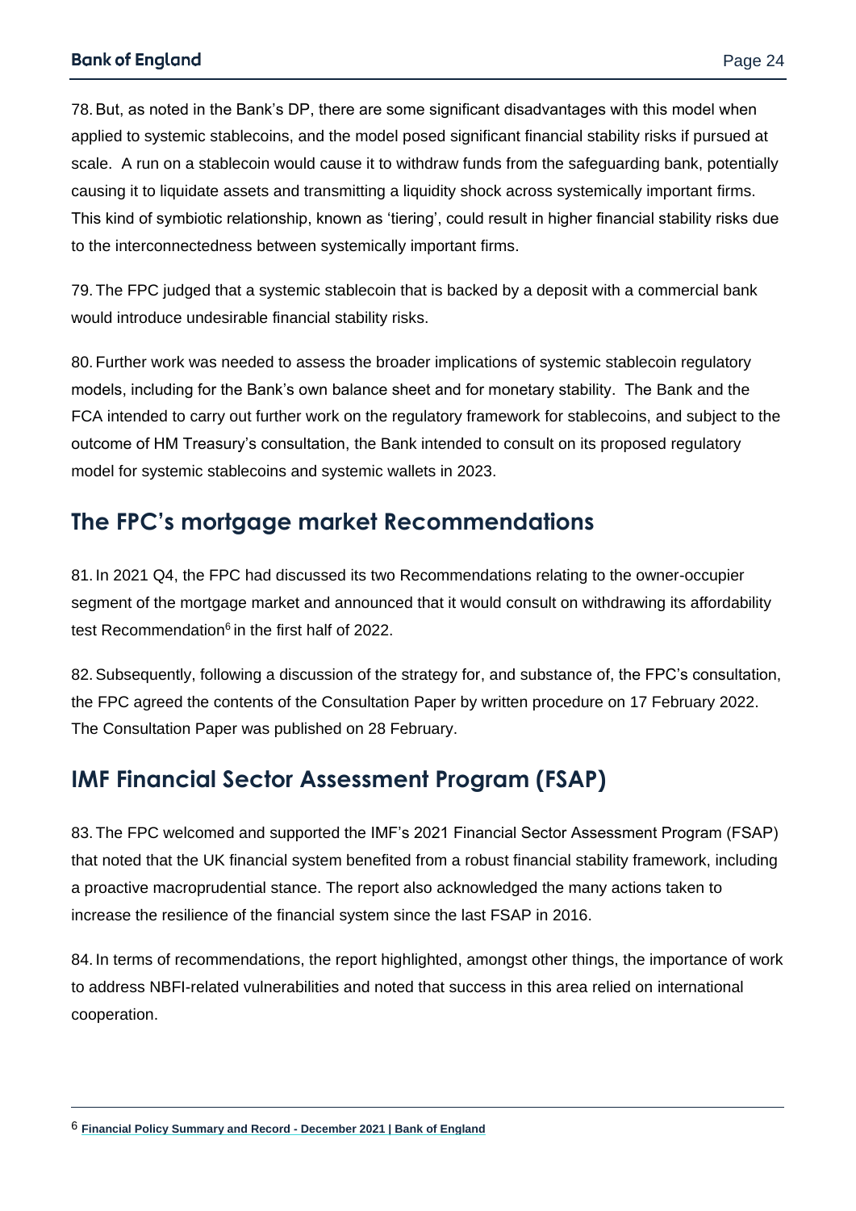78. But, as noted in the Bank's DP, there are some significant disadvantages with this model when applied to systemic stablecoins, and the model posed significant financial stability risks if pursued at scale. A run on a stablecoin would cause it to withdraw funds from the safeguarding bank, potentially causing it to liquidate assets and transmitting a liquidity shock across systemically important firms. This kind of symbiotic relationship, known as 'tiering', could result in higher financial stability risks due to the interconnectedness between systemically important firms.

79. The FPC judged that a systemic stablecoin that is backed by a deposit with a commercial bank would introduce undesirable financial stability risks.

80. Further work was needed to assess the broader implications of systemic stablecoin regulatory models, including for the Bank's own balance sheet and for monetary stability. The Bank and the FCA intended to carry out further work on the regulatory framework for stablecoins, and subject to the outcome of HM Treasury's consultation, the Bank intended to consult on its proposed regulatory model for systemic stablecoins and systemic wallets in 2023.

## The FPC's mortgage market Recommendations

81. In 2021 Q4, the FPC had discussed its two Recommendations relating to the owner-occupier segment of the mortgage market and announced that it would consult on withdrawing its affordability test Recommendation[6] in the first half of 2022.

82. Subsequently, following a discussion of the strategy for, and substance of, the FPC's consultation, the FPC agreed the contents of the Consultation Paper by written procedure on 17 February 2022. The Consultation Paper was published on 28 February.

## IMF Financial Sector Assessment Program (FSAP)

83. The FPC welcomed and supported the IMF's 2021 Financial Sector Assessment Program (FSAP) that noted that the UK financial system benefited from a robust financial stability framework, including a proactive macroprudential stance. The report also acknowledged the many actions taken to increase the resilience of the financial system since the last FSAP in 2016.

84. In terms of recommendations, the report highlighted, amongst other things, the importance of work to address NBFI-related vulnerabilities and noted that success in this area relied on international cooperation.

---

[6] **Financial Policy Summary and Record - December 2021 | Bank of England**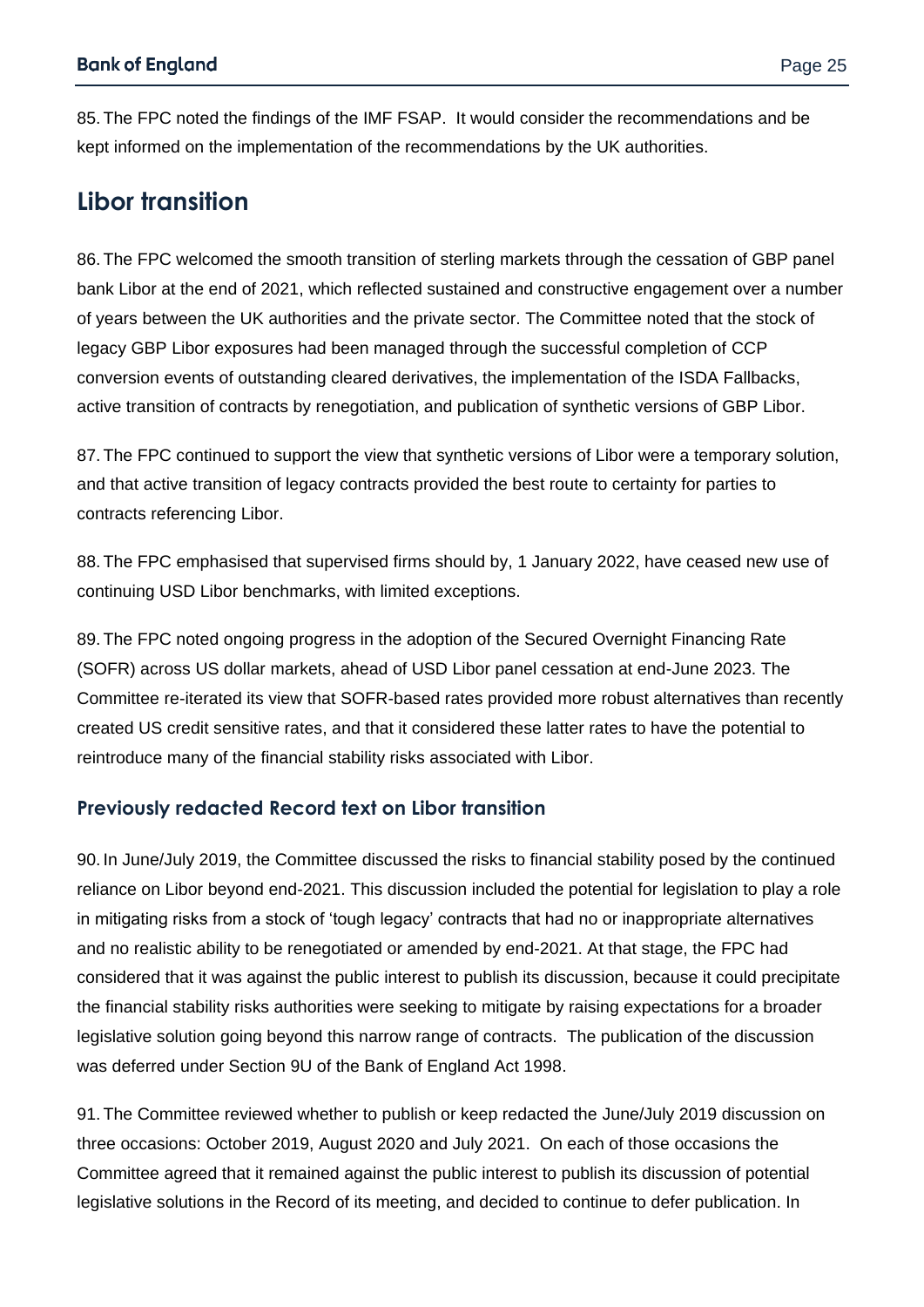85. The FPC noted the findings of the IMF FSAP.  It would consider the recommendations and be kept informed on the implementation of the recommendations by the UK authorities.

## Libor transition

86. The FPC welcomed the smooth transition of sterling markets through the cessation of GBP panel bank Libor at the end of 2021, which reflected sustained and constructive engagement over a number of years between the UK authorities and the private sector. The Committee noted that the stock of legacy GBP Libor exposures had been managed through the successful completion of CCP conversion events of outstanding cleared derivatives, the implementation of the ISDA Fallbacks, active transition of contracts by renegotiation, and publication of synthetic versions of GBP Libor.

87. The FPC continued to support the view that synthetic versions of Libor were a temporary solution, and that active transition of legacy contracts provided the best route to certainty for parties to contracts referencing Libor.

88. The FPC emphasised that supervised firms should by, 1 January 2022, have ceased new use of continuing USD Libor benchmarks, with limited exceptions.

89. The FPC noted ongoing progress in the adoption of the Secured Overnight Financing Rate (SOFR) across US dollar markets, ahead of USD Libor panel cessation at end-June 2023. The Committee re-iterated its view that SOFR-based rates provided more robust alternatives than recently created US credit sensitive rates, and that it considered these latter rates to have the potential to reintroduce many of the financial stability risks associated with Libor.

### Previously redacted Record text on Libor transition

90. In June/July 2019, the Committee discussed the risks to financial stability posed by the continued reliance on Libor beyond end-2021. This discussion included the potential for legislation to play a role in mitigating risks from a stock of 'tough legacy' contracts that had no or inappropriate alternatives and no realistic ability to be renegotiated or amended by end-2021. At that stage, the FPC had considered that it was against the public interest to publish its discussion, because it could precipitate the financial stability risks authorities were seeking to mitigate by raising expectations for a broader legislative solution going beyond this narrow range of contracts.  The publication of the discussion was deferred under Section 9U of the Bank of England Act 1998.

91. The Committee reviewed whether to publish or keep redacted the June/July 2019 discussion on three occasions: October 2019, August 2020 and July 2021.  On each of those occasions the Committee agreed that it remained against the public interest to publish its discussion of potential legislative solutions in the Record of its meeting, and decided to continue to defer publication. In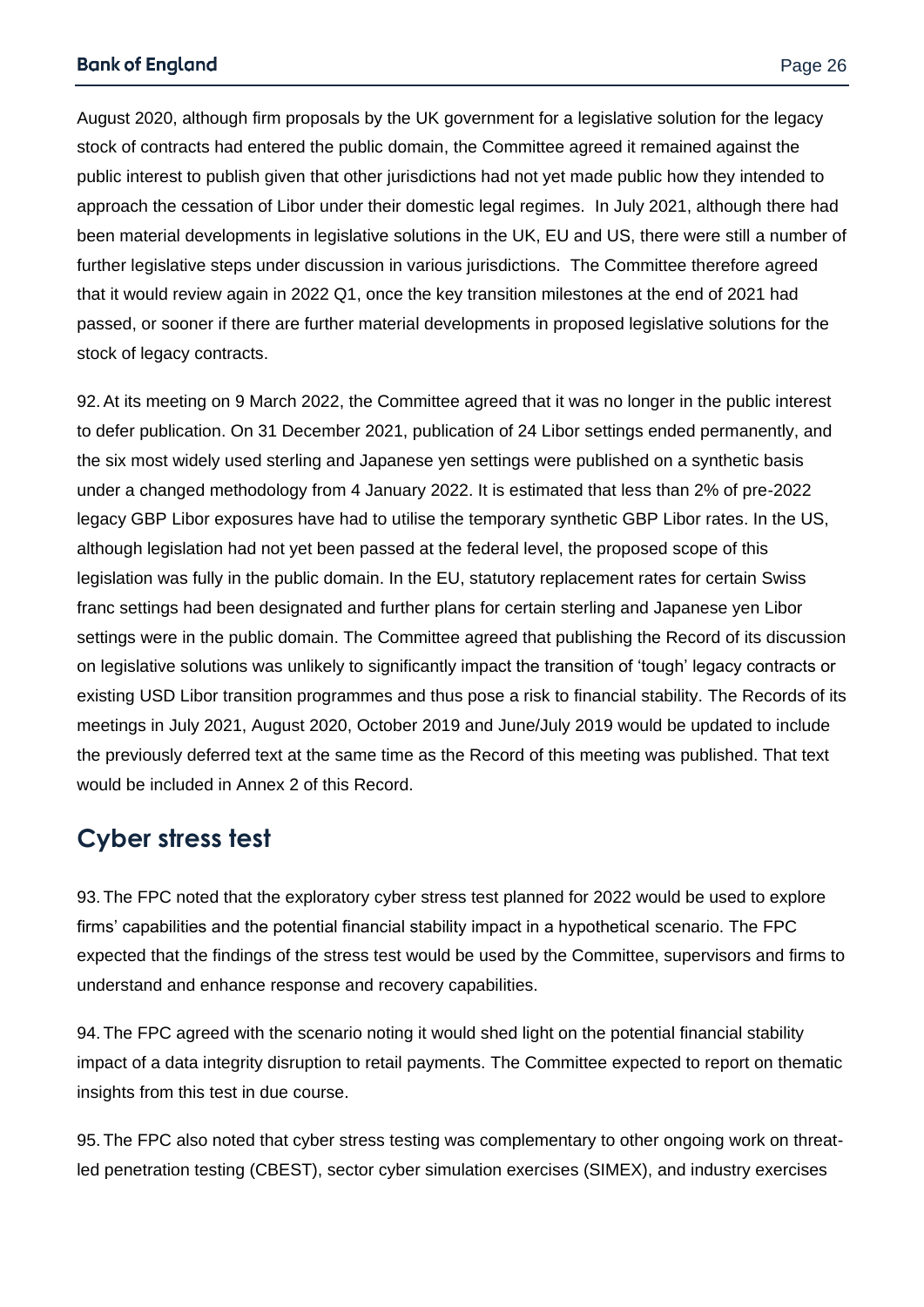August 2020, although firm proposals by the UK government for a legislative solution for the legacy stock of contracts had entered the public domain, the Committee agreed it remained against the public interest to publish given that other jurisdictions had not yet made public how they intended to approach the cessation of Libor under their domestic legal regimes. In July 2021, although there had been material developments in legislative solutions in the UK, EU and US, there were still a number of further legislative steps under discussion in various jurisdictions. The Committee therefore agreed that it would review again in 2022 Q1, once the key transition milestones at the end of 2021 had passed, or sooner if there are further material developments in proposed legislative solutions for the stock of legacy contracts.

92. At its meeting on 9 March 2022, the Committee agreed that it was no longer in the public interest to defer publication. On 31 December 2021, publication of 24 Libor settings ended permanently, and the six most widely used sterling and Japanese yen settings were published on a synthetic basis under a changed methodology from 4 January 2022. It is estimated that less than 2% of pre-2022 legacy GBP Libor exposures have had to utilise the temporary synthetic GBP Libor rates. In the US, although legislation had not yet been passed at the federal level, the proposed scope of this legislation was fully in the public domain. In the EU, statutory replacement rates for certain Swiss franc settings had been designated and further plans for certain sterling and Japanese yen Libor settings were in the public domain. The Committee agreed that publishing the Record of its discussion on legislative solutions was unlikely to significantly impact the transition of 'tough' legacy contracts or existing USD Libor transition programmes and thus pose a risk to financial stability. The Records of its meetings in July 2021, August 2020, October 2019 and June/July 2019 would be updated to include the previously deferred text at the same time as the Record of this meeting was published. That text would be included in Annex 2 of this Record.

## Cyber stress test

93. The FPC noted that the exploratory cyber stress test planned for 2022 would be used to explore firms' capabilities and the potential financial stability impact in a hypothetical scenario. The FPC expected that the findings of the stress test would be used by the Committee, supervisors and firms to understand and enhance response and recovery capabilities.

94. The FPC agreed with the scenario noting it would shed light on the potential financial stability impact of a data integrity disruption to retail payments. The Committee expected to report on thematic insights from this test in due course.

95. The FPC also noted that cyber stress testing was complementary to other ongoing work on threat-led penetration testing (CBEST), sector cyber simulation exercises (SIMEX), and industry exercises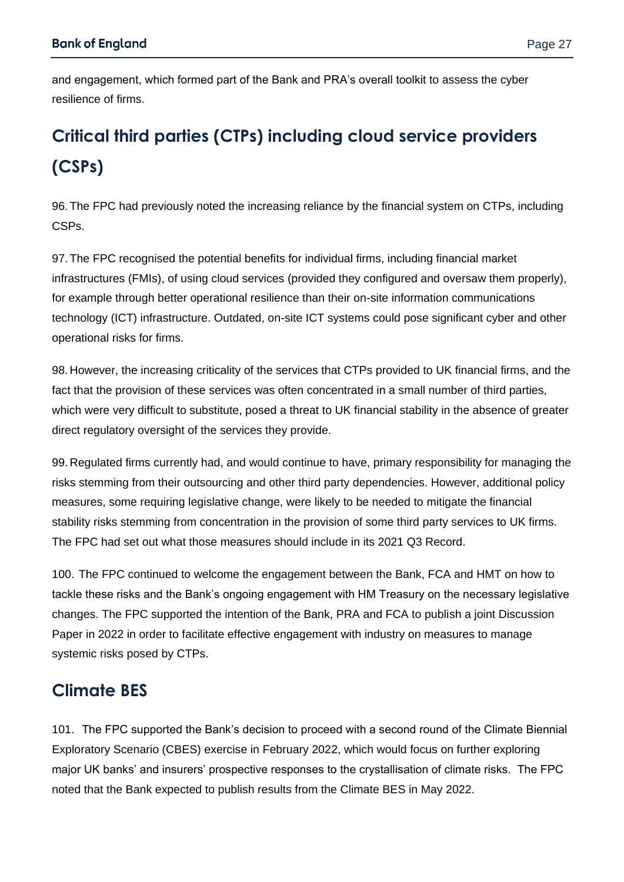and engagement, which formed part of the Bank and PRA's overall toolkit to assess the cyber resilience of firms.

## Critical third parties (CTPs) including cloud service providers (CSPs)

96. The FPC had previously noted the increasing reliance by the financial system on CTPs, including CSPs.

97. The FPC recognised the potential benefits for individual firms, including financial market infrastructures (FMIs), of using cloud services (provided they configured and oversaw them properly), for example through better operational resilience than their on-site information communications technology (ICT) infrastructure. Outdated, on-site ICT systems could pose significant cyber and other operational risks for firms.

98. However, the increasing criticality of the services that CTPs provided to UK financial firms, and the fact that the provision of these services was often concentrated in a small number of third parties, which were very difficult to substitute, posed a threat to UK financial stability in the absence of greater direct regulatory oversight of the services they provide.

99. Regulated firms currently had, and would continue to have, primary responsibility for managing the risks stemming from their outsourcing and other third party dependencies. However, additional policy measures, some requiring legislative change, were likely to be needed to mitigate the financial stability risks stemming from concentration in the provision of some third party services to UK firms. The FPC had set out what those measures should include in its 2021 Q3 Record.

100. The FPC continued to welcome the engagement between the Bank, FCA and HMT on how to tackle these risks and the Bank's ongoing engagement with HM Treasury on the necessary legislative changes. The FPC supported the intention of the Bank, PRA and FCA to publish a joint Discussion Paper in 2022 in order to facilitate effective engagement with industry on measures to manage systemic risks posed by CTPs.

## Climate BES

101. The FPC supported the Bank's decision to proceed with a second round of the Climate Biennial Exploratory Scenario (CBES) exercise in February 2022, which would focus on further exploring major UK banks' and insurers' prospective responses to the crystallisation of climate risks. The FPC noted that the Bank expected to publish results from the Climate BES in May 2022.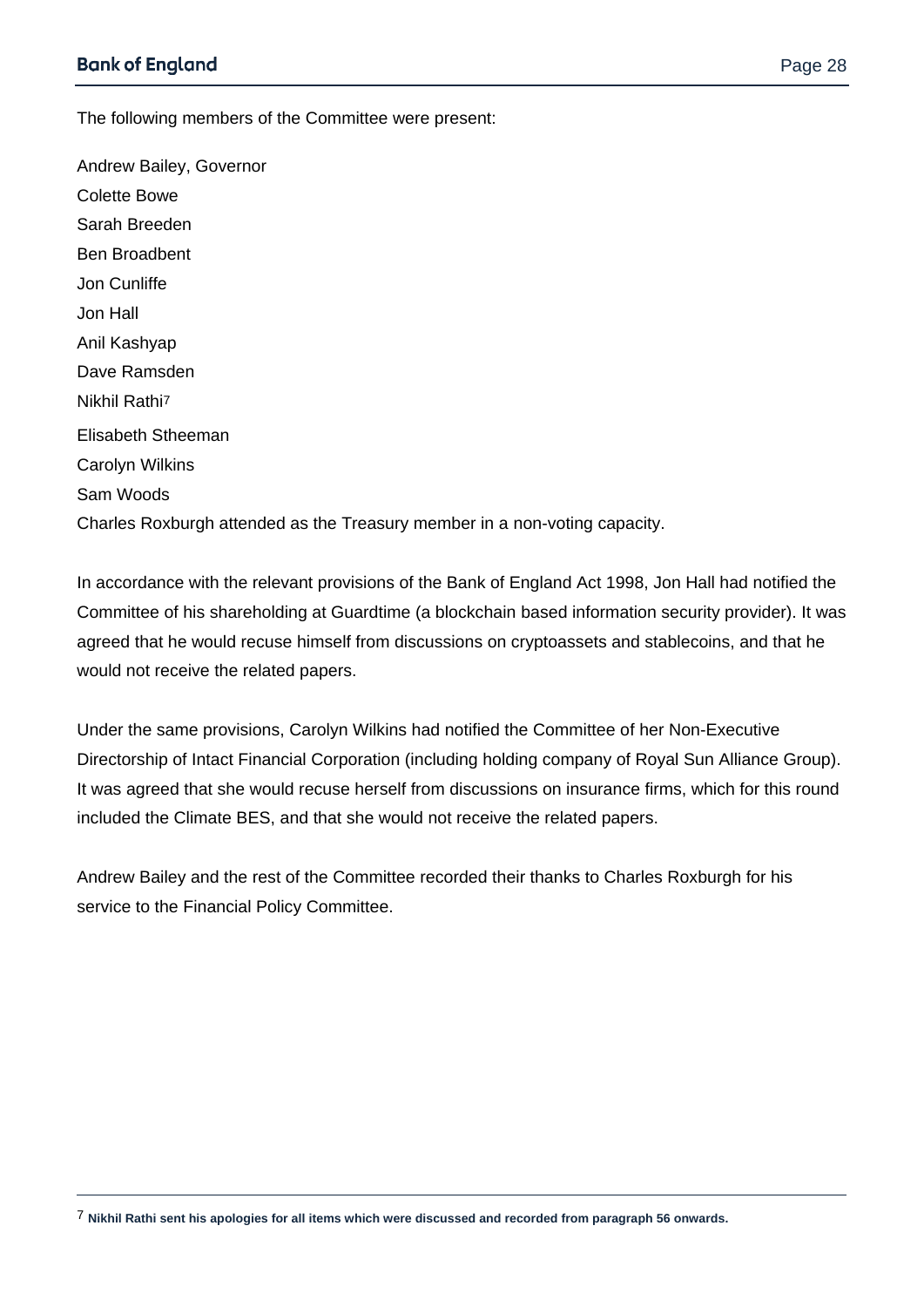The following members of the Committee were present:

Andrew Bailey, Governor

Colette Bowe

Sarah Breeden

Ben Broadbent

Jon Cunliffe

Jon Hall

Anil Kashyap

Dave Ramsden

Nikhil Rathi[7]

Elisabeth Stheeman

Carolyn Wilkins

Sam Woods

Charles Roxburgh attended as the Treasury member in a non-voting capacity.

In accordance with the relevant provisions of the Bank of England Act 1998, Jon Hall had notified the Committee of his shareholding at Guardtime (a blockchain based information security provider). It was agreed that he would recuse himself from discussions on cryptoassets and stablecoins, and that he would not receive the related papers.

Under the same provisions, Carolyn Wilkins had notified the Committee of her Non-Executive Directorship of Intact Financial Corporation (including holding company of Royal Sun Alliance Group). It was agreed that she would recuse herself from discussions on insurance firms, which for this round included the Climate BES, and that she would not receive the related papers.

Andrew Bailey and the rest of the Committee recorded their thanks to Charles Roxburgh for his service to the Financial Policy Committee.

[7] **Nikhil Rathi sent his apologies for all items which were discussed and recorded from paragraph 56 onwards.**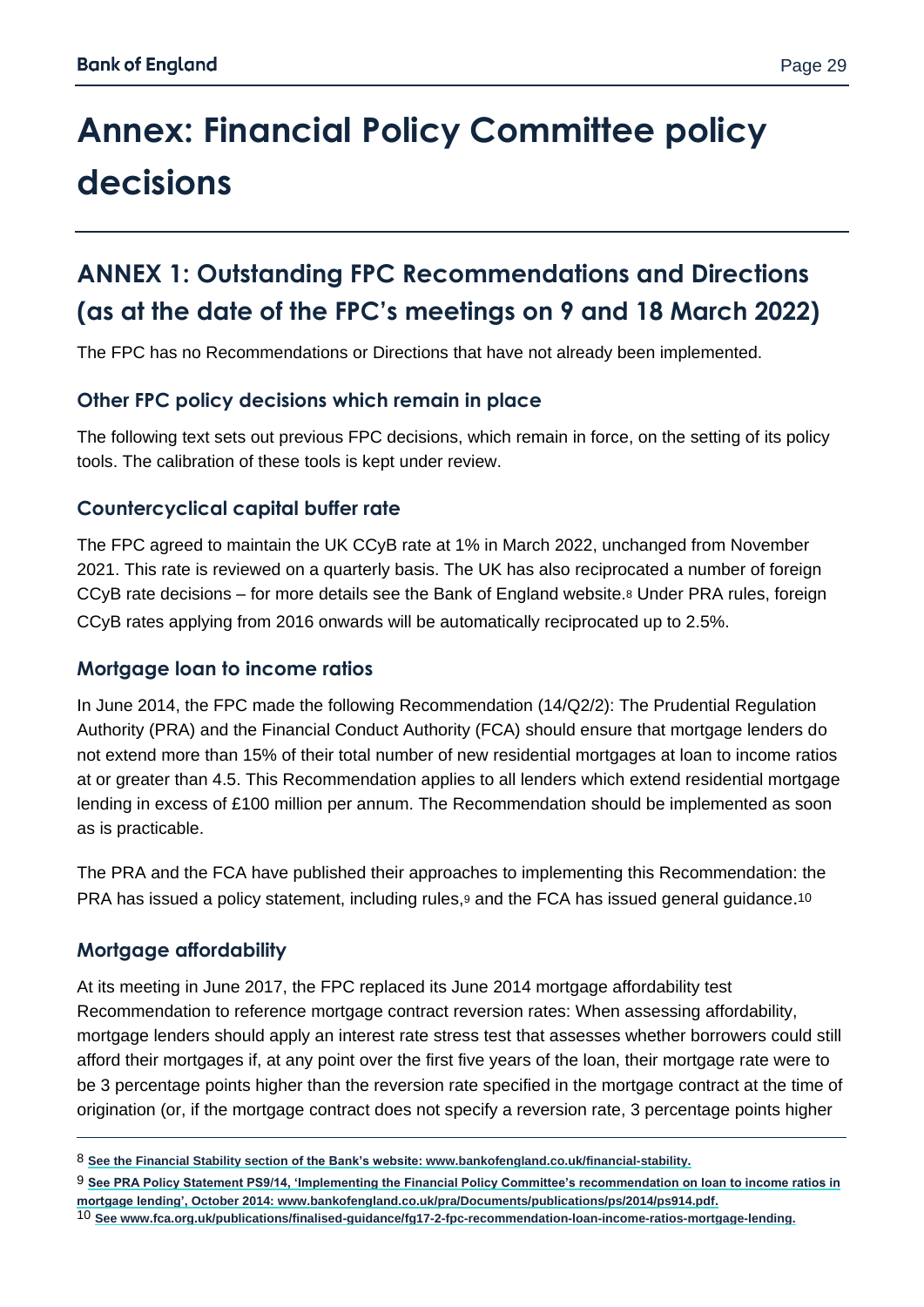# Annex: Financial Policy Committee policy decisions

## ANNEX 1: Outstanding FPC Recommendations and Directions (as at the date of the FPC's meetings on 9 and 18 March 2022)

The FPC has no Recommendations or Directions that have not already been implemented.

### Other FPC policy decisions which remain in place

The following text sets out previous FPC decisions, which remain in force, on the setting of its policy tools. The calibration of these tools is kept under review.

### Countercyclical capital buffer rate

The FPC agreed to maintain the UK CCyB rate at 1% in March 2022, unchanged from November 2021. This rate is reviewed on a quarterly basis. The UK has also reciprocated a number of foreign CCyB rate decisions – for more details see the Bank of England website.[8] Under PRA rules, foreign CCyB rates applying from 2016 onwards will be automatically reciprocated up to 2.5%.

### Mortgage loan to income ratios

In June 2014, the FPC made the following Recommendation (14/Q2/2): The Prudential Regulation Authority (PRA) and the Financial Conduct Authority (FCA) should ensure that mortgage lenders do not extend more than 15% of their total number of new residential mortgages at loan to income ratios at or greater than 4.5. This Recommendation applies to all lenders which extend residential mortgage lending in excess of £100 million per annum. The Recommendation should be implemented as soon as is practicable.

The PRA and the FCA have published their approaches to implementing this Recommendation: the PRA has issued a policy statement, including rules,[9] and the FCA has issued general guidance.[10]

### Mortgage affordability

At its meeting in June 2017, the FPC replaced its June 2014 mortgage affordability test Recommendation to reference mortgage contract reversion rates: When assessing affordability, mortgage lenders should apply an interest rate stress test that assesses whether borrowers could still afford their mortgages if, at any point over the first five years of the loan, their mortgage rate were to be 3 percentage points higher than the reversion rate specified in the mortgage contract at the time of origination (or, if the mortgage contract does not specify a reversion rate, 3 percentage points higher

---

[8] See the Financial Stability section of the Bank's website: www.bankofengland.co.uk/financial-stability.

[9] See PRA Policy Statement PS9/14, 'Implementing the Financial Policy Committee's recommendation on loan to income ratios in mortgage lending', October 2014: www.bankofengland.co.uk/pra/Documents/publications/ps/2014/ps914.pdf.

[10] See www.fca.org.uk/publications/finalised-guidance/fg17-2-fpc-recommendation-loan-income-ratios-mortgage-lending.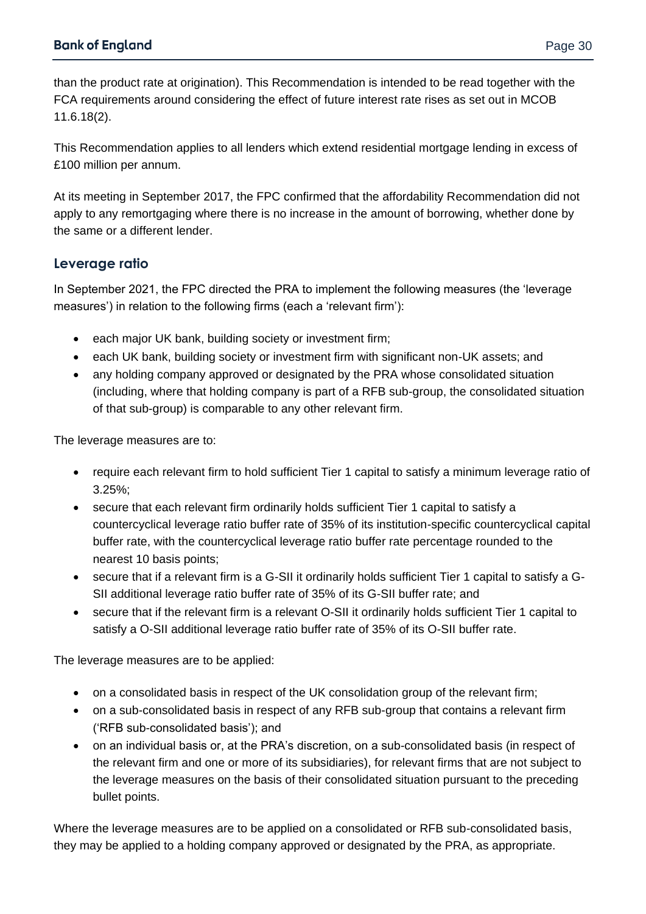than the product rate at origination). This Recommendation is intended to be read together with the FCA requirements around considering the effect of future interest rate rises as set out in MCOB 11.6.18(2).

This Recommendation applies to all lenders which extend residential mortgage lending in excess of £100 million per annum.

At its meeting in September 2017, the FPC confirmed that the affordability Recommendation did not apply to any remortgaging where there is no increase in the amount of borrowing, whether done by the same or a different lender.

## Leverage ratio

In September 2021, the FPC directed the PRA to implement the following measures (the 'leverage measures') in relation to the following firms (each a 'relevant firm'):

- each major UK bank, building society or investment firm;
- each UK bank, building society or investment firm with significant non-UK assets; and
- any holding company approved or designated by the PRA whose consolidated situation (including, where that holding company is part of a RFB sub-group, the consolidated situation of that sub-group) is comparable to any other relevant firm.

The leverage measures are to:

- require each relevant firm to hold sufficient Tier 1 capital to satisfy a minimum leverage ratio of 3.25%;
- secure that each relevant firm ordinarily holds sufficient Tier 1 capital to satisfy a countercyclical leverage ratio buffer rate of 35% of its institution-specific countercyclical capital buffer rate, with the countercyclical leverage ratio buffer rate percentage rounded to the nearest 10 basis points;
- secure that if a relevant firm is a G-SII it ordinarily holds sufficient Tier 1 capital to satisfy a G-SII additional leverage ratio buffer rate of 35% of its G-SII buffer rate; and
- secure that if the relevant firm is a relevant O-SII it ordinarily holds sufficient Tier 1 capital to satisfy a O-SII additional leverage ratio buffer rate of 35% of its O-SII buffer rate.

The leverage measures are to be applied:

- on a consolidated basis in respect of the UK consolidation group of the relevant firm;
- on a sub-consolidated basis in respect of any RFB sub-group that contains a relevant firm ('RFB sub-consolidated basis'); and
- on an individual basis or, at the PRA's discretion, on a sub-consolidated basis (in respect of the relevant firm and one or more of its subsidiaries), for relevant firms that are not subject to the leverage measures on the basis of their consolidated situation pursuant to the preceding bullet points.

Where the leverage measures are to be applied on a consolidated or RFB sub-consolidated basis, they may be applied to a holding company approved or designated by the PRA, as appropriate.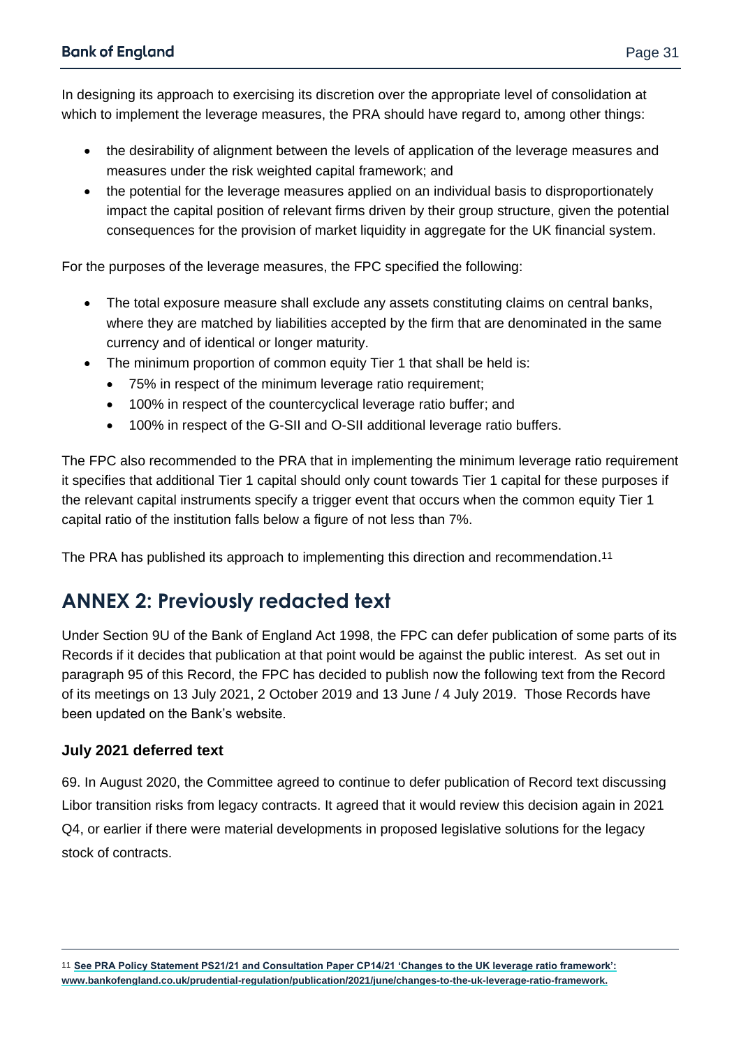In designing its approach to exercising its discretion over the appropriate level of consolidation at which to implement the leverage measures, the PRA should have regard to, among other things:

- the desirability of alignment between the levels of application of the leverage measures and measures under the risk weighted capital framework; and
- the potential for the leverage measures applied on an individual basis to disproportionately impact the capital position of relevant firms driven by their group structure, given the potential consequences for the provision of market liquidity in aggregate for the UK financial system.

For the purposes of the leverage measures, the FPC specified the following:

- The total exposure measure shall exclude any assets constituting claims on central banks, where they are matched by liabilities accepted by the firm that are denominated in the same currency and of identical or longer maturity.
- The minimum proportion of common equity Tier 1 that shall be held is:
  - 75% in respect of the minimum leverage ratio requirement;
  - 100% in respect of the countercyclical leverage ratio buffer; and
  - 100% in respect of the G-SII and O-SII additional leverage ratio buffers.

The FPC also recommended to the PRA that in implementing the minimum leverage ratio requirement it specifies that additional Tier 1 capital should only count towards Tier 1 capital for these purposes if the relevant capital instruments specify a trigger event that occurs when the common equity Tier 1 capital ratio of the institution falls below a figure of not less than 7%.

The PRA has published its approach to implementing this direction and recommendation.[11]

## ANNEX 2: Previously redacted text

Under Section 9U of the Bank of England Act 1998, the FPC can defer publication of some parts of its Records if it decides that publication at that point would be against the public interest. As set out in paragraph 95 of this Record, the FPC has decided to publish now the following text from the Record of its meetings on 13 July 2021, 2 October 2019 and 13 June / 4 July 2019. Those Records have been updated on the Bank's website.

### July 2021 deferred text

69. In August 2020, the Committee agreed to continue to defer publication of Record text discussing Libor transition risks from legacy contracts. It agreed that it would review this decision again in 2021 Q4, or earlier if there were material developments in proposed legislative solutions for the legacy stock of contracts.

---

[11] **See PRA Policy Statement PS21/21 and Consultation Paper CP14/21 'Changes to the UK leverage ratio framework': www.bankofengland.co.uk/prudential-regulation/publication/2021/june/changes-to-the-uk-leverage-ratio-framework.**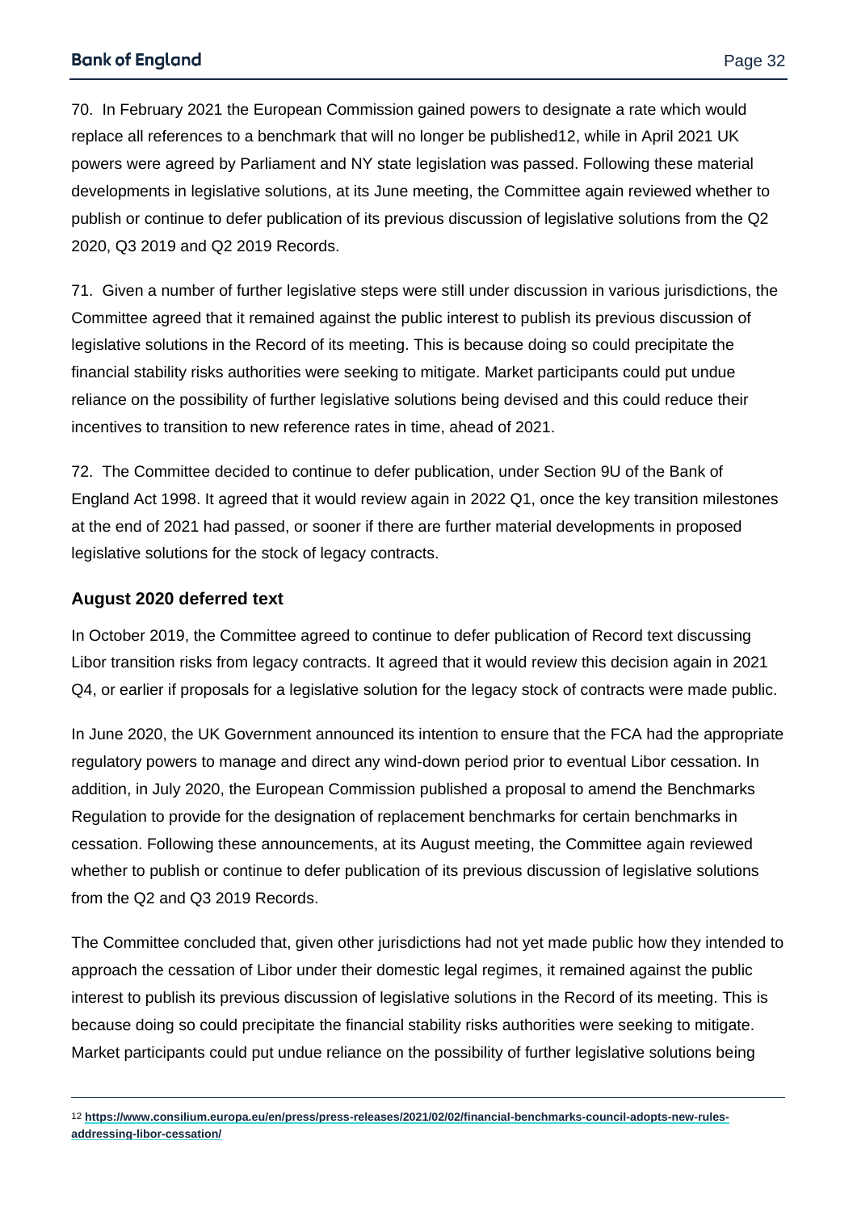70. In February 2021 the European Commission gained powers to designate a rate which would replace all references to a benchmark that will no longer be published[12], while in April 2021 UK powers were agreed by Parliament and NY state legislation was passed. Following these material developments in legislative solutions, at its June meeting, the Committee again reviewed whether to publish or continue to defer publication of its previous discussion of legislative solutions from the Q2 2020, Q3 2019 and Q2 2019 Records.

71. Given a number of further legislative steps were still under discussion in various jurisdictions, the Committee agreed that it remained against the public interest to publish its previous discussion of legislative solutions in the Record of its meeting. This is because doing so could precipitate the financial stability risks authorities were seeking to mitigate. Market participants could put undue reliance on the possibility of further legislative solutions being devised and this could reduce their incentives to transition to new reference rates in time, ahead of 2021.

72. The Committee decided to continue to defer publication, under Section 9U of the Bank of England Act 1998. It agreed that it would review again in 2022 Q1, once the key transition milestones at the end of 2021 had passed, or sooner if there are further material developments in proposed legislative solutions for the stock of legacy contracts.

### August 2020 deferred text

In October 2019, the Committee agreed to continue to defer publication of Record text discussing Libor transition risks from legacy contracts. It agreed that it would review this decision again in 2021 Q4, or earlier if proposals for a legislative solution for the legacy stock of contracts were made public.

In June 2020, the UK Government announced its intention to ensure that the FCA had the appropriate regulatory powers to manage and direct any wind-down period prior to eventual Libor cessation. In addition, in July 2020, the European Commission published a proposal to amend the Benchmarks Regulation to provide for the designation of replacement benchmarks for certain benchmarks in cessation. Following these announcements, at its August meeting, the Committee again reviewed whether to publish or continue to defer publication of its previous discussion of legislative solutions from the Q2 and Q3 2019 Records.

The Committee concluded that, given other jurisdictions had not yet made public how they intended to approach the cessation of Libor under their domestic legal regimes, it remained against the public interest to publish its previous discussion of legislative solutions in the Record of its meeting. This is because doing so could precipitate the financial stability risks authorities were seeking to mitigate. Market participants could put undue reliance on the possibility of further legislative solutions being

---

[12] https://www.consilium.europa.eu/en/press/press-releases/2021/02/02/financial-benchmarks-council-adopts-new-rules-addressing-libor-cessation/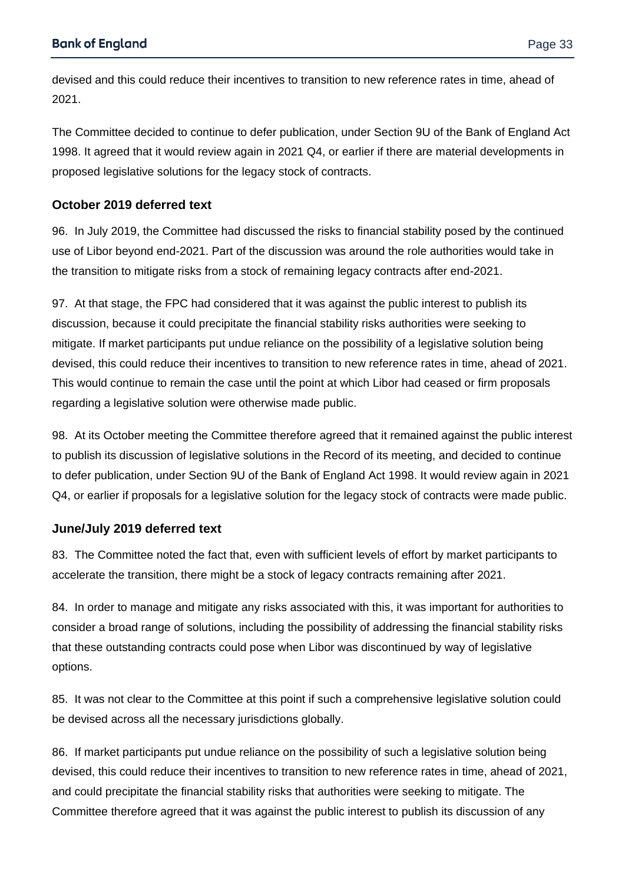devised and this could reduce their incentives to transition to new reference rates in time, ahead of 2021.

The Committee decided to continue to defer publication, under Section 9U of the Bank of England Act 1998. It agreed that it would review again in 2021 Q4, or earlier if there are material developments in proposed legislative solutions for the legacy stock of contracts.

### October 2019 deferred text

96. In July 2019, the Committee had discussed the risks to financial stability posed by the continued use of Libor beyond end-2021. Part of the discussion was around the role authorities would take in the transition to mitigate risks from a stock of remaining legacy contracts after end-2021.

97. At that stage, the FPC had considered that it was against the public interest to publish its discussion, because it could precipitate the financial stability risks authorities were seeking to mitigate. If market participants put undue reliance on the possibility of a legislative solution being devised, this could reduce their incentives to transition to new reference rates in time, ahead of 2021. This would continue to remain the case until the point at which Libor had ceased or firm proposals regarding a legislative solution were otherwise made public.

98. At its October meeting the Committee therefore agreed that it remained against the public interest to publish its discussion of legislative solutions in the Record of its meeting, and decided to continue to defer publication, under Section 9U of the Bank of England Act 1998. It would review again in 2021 Q4, or earlier if proposals for a legislative solution for the legacy stock of contracts were made public.

### June/July 2019 deferred text

83. The Committee noted the fact that, even with sufficient levels of effort by market participants to accelerate the transition, there might be a stock of legacy contracts remaining after 2021.

84. In order to manage and mitigate any risks associated with this, it was important for authorities to consider a broad range of solutions, including the possibility of addressing the financial stability risks that these outstanding contracts could pose when Libor was discontinued by way of legislative options.

85. It was not clear to the Committee at this point if such a comprehensive legislative solution could be devised across all the necessary jurisdictions globally.

86. If market participants put undue reliance on the possibility of such a legislative solution being devised, this could reduce their incentives to transition to new reference rates in time, ahead of 2021, and could precipitate the financial stability risks that authorities were seeking to mitigate. The Committee therefore agreed that it was against the public interest to publish its discussion of any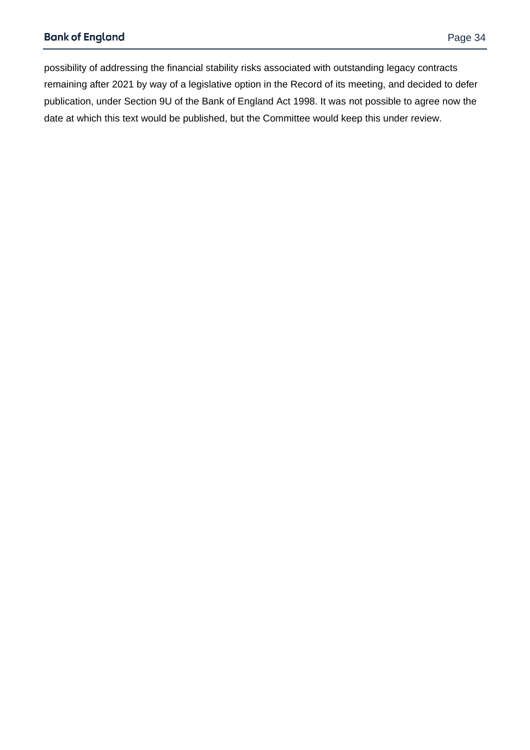possibility of addressing the financial stability risks associated with outstanding legacy contracts remaining after 2021 by way of a legislative option in the Record of its meeting, and decided to defer publication, under Section 9U of the Bank of England Act 1998. It was not possible to agree now the date at which this text would be published, but the Committee would keep this under review.